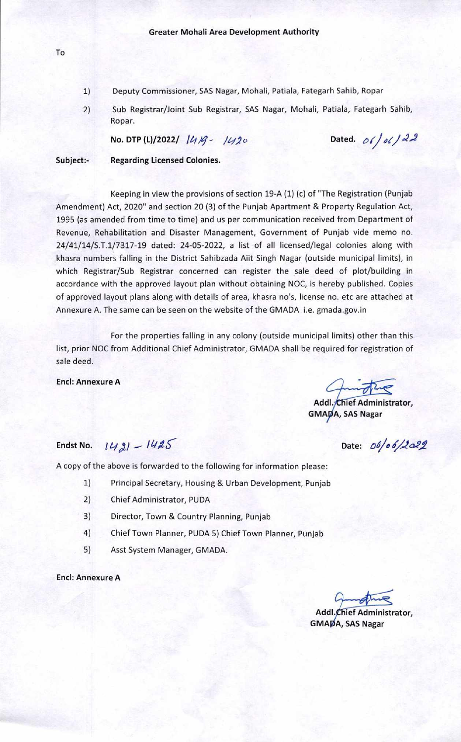**Greater Mohali Area Development Authority**

To

1) Deputy Commissioner, SAS Nagar, Mohali, Patiala, Fategarh Sahib, Ropar
2) Sub Registrar/Joint Sub Registrar, SAS Nagar, Mohali, Patiala, Fategarh Sahib, Ropar.

**No. DTP (L)/2022/** 1419 - 1420 **Dated.** 06/06/22

**Subject:- Regarding Licensed Colonies.**

Keeping in view the provisions of section 19-A (1) (c) of "The Registration (Punjab Amendment) Act, 2020" and section 20 (3) of the Punjab Apartment & Property Regulation Act, 1995 (as amended from time to time) and us per communication received from Department of Revenue, Rehabilitation and Disaster Management, Government of Punjab vide memo no. 24/41/14/S.T.1/7317-19 dated: 24-05-2022, a list of all licensed/legal colonies along with khasra numbers falling in the District Sahibzada Aiit Singh Nagar (outside municipal limits), in which Registrar/Sub Registrar concerned can register the sale deed of plot/building in accordance with the approved layout plan without obtaining NOC, is hereby published. Copies of approved layout plans along with details of area, khasra no's, license no. etc are attached at Annexure A. The same can be seen on the website of the GMADA i.e. gmada.gov.in

For the properties falling in any colony (outside municipal limits) other than this list, prior NOC from Additional Chief Administrator, GMADA shall be required for registration of sale deed.

**Encl: Annexure A**

**Addl. Chief Administrator,**
**GMADA, SAS Nagar**

**Endst No.** 1421 - 1425 **Date:** 06/06/2022

A copy of the above is forwarded to the following for information please:

1) Principal Secretary, Housing & Urban Development, Punjab
2) Chief Administrator, PUDA
3) Director, Town & Country Planning, Punjab
4) Chief Town Planner, PUDA 5) Chief Town Planner, Punjab
5) Asst System Manager, GMADA.

**Encl: Annexure A**

**Addl. Chief Administrator,**
**GMADA, SAS Nagar**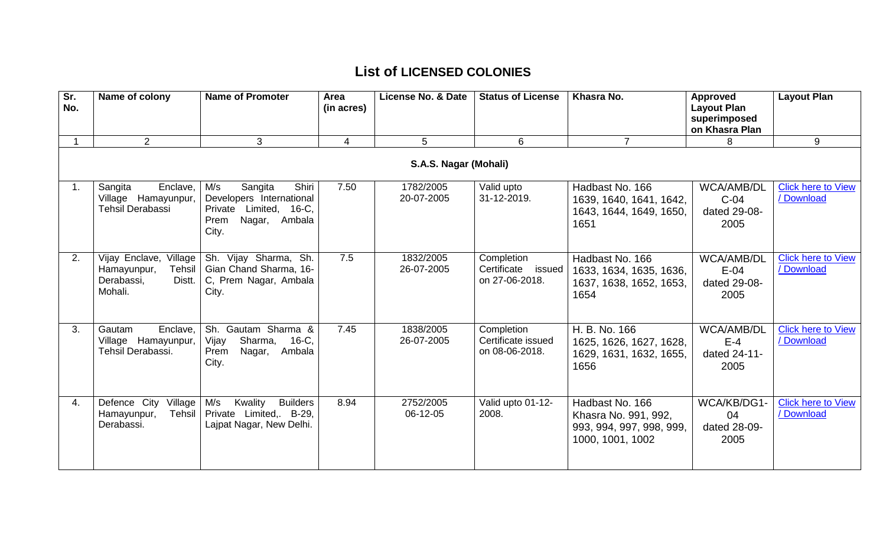# List of LICENSED COLONIES

| Sr. No. | Name of colony | Name of Promoter | Area (in acres) | License No. & Date | Status of License | Khasra No. | Approved Layout Plan superimposed on Khasra Plan | Layout Plan |
|---|---|---|---|---|---|---|---|---|
| 1 | 2 | 3 | 4 | 5 | 6 | 7 | 8 | 9 |
| | | | | **S.A.S. Nagar (Mohali)** | | | | |
| 1. | Sangita Enclave, Village Hamayunpur, Tehsil Derabassi | M/s Sangita Shiri Developers International Private Limited, 16-C, Prem Nagar, Ambala City. | 7.50 | 1782/2005 20-07-2005 | Valid upto 31-12-2019. | Hadbast No. 166 1639, 1640, 1641, 1642, 1643, 1644, 1649, 1650, 1651 | WCA/AMB/DLC-04 dated 29-08-2005 | Click here to View / Download |
| 2. | Vijay Enclave, Village Hamayunpur, Tehsil Derabassi, Distt. Mohali. | Sh. Vijay Sharma, Sh. Gian Chand Sharma, 16-C, Prem Nagar, Ambala City. | 7.5 | 1832/2005 26-07-2005 | Completion Certificate issued on 27-06-2018. | Hadbast No. 166 1633, 1634, 1635, 1636, 1637, 1638, 1652, 1653, 1654 | WCA/AMB/DLE-04 dated 29-08-2005 | Click here to View / Download |
| 3. | Gautam Enclave, Village Hamayunpur, Tehsil Derabassi. | Sh. Gautam Sharma & Vijay Sharma, 16-C, Prem Nagar, Ambala City. | 7.45 | 1838/2005 26-07-2005 | Completion Certificate issued on 08-06-2018. | H. B. No. 166 1625, 1626, 1627, 1628, 1629, 1631, 1632, 1655, 1656 | WCA/AMB/DLE-4 dated 24-11-2005 | Click here to View / Download |
| 4. | Defence City Village Hamayunpur, Tehsil Derabassi. | M/s Kwality Builders Private Limited,. B-29, Lajpat Nagar, New Delhi. | 8.94 | 2752/2005 06-12-05 | Valid upto 01-12-2008. | Hadbast No. 166 Khasra No. 991, 992, 993, 994, 997, 998, 999, 1000, 1001, 1002 | WCA/KB/DG1-04 dated 28-09-2005 | Click here to View / Download |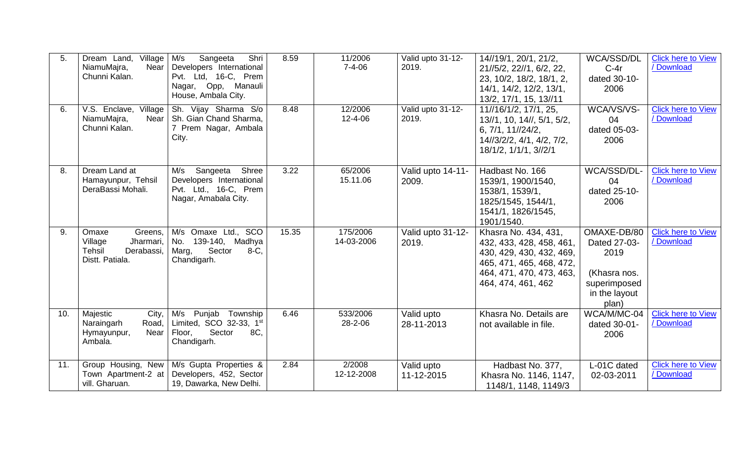| 5. | Dream Land, Village NiamuMajra, Near Chunni Kalan. | M/s Sangeeta Shri Developers International Pvt. Ltd, 16-C, Prem Nagar, Opp, Manauli House, Ambala City. | 8.59 | 11/2006 7-4-06 | Valid upto 31-12-2019. | 14//19/1, 20/1, 21/2, 21//5/2, 22//1, 6/2, 22, 23, 10/2, 18/2, 18/1, 2, 14/1, 14/2, 12/2, 13/1, 13/2, 17/1, 15, 13//11 | WCA/SSD/DL C-4r dated 30-10-2006 | Click here to View / Download |
|---|---|---|---|---|---|---|---|---|
| 6. | V.S. Enclave, Village NiamuMajra, Near Chunni Kalan. | Sh. Vijay Sharma S/o Sh. Gian Chand Sharma, 7 Prem Nagar, Ambala City. | 8.48 | 12/2006 12-4-06 | Valid upto 31-12-2019. | 11//16/1/2, 17/1, 25, 13//1, 10, 14//, 5/1, 5/2, 6, 7/1, 11//24/2, 14//3/2/2, 4/1, 4/2, 7/2, 18/1/2, 1/1/1, 3//2/1 | WCA/VS/VS-04 dated 05-03-2006 | Click here to View / Download |
| 8. | Dream Land at Hamayunpur, Tehsil DeraBassi Mohali. | M/s Sangeeta Shree Developers International Pvt. Ltd., 16-C, Prem Nagar, Amabala City. | 3.22 | 65/2006 15.11.06 | Valid upto 14-11-2009. | Hadbast No. 166 1539/1, 1900/1540, 1538/1, 1539/1, 1825/1545, 1544/1, 1541/1, 1826/1545, 1901/1540. | WCA/SSD/DL-04 dated 25-10-2006 | Click here to View / Download |
| 9. | Omaxe Greens, Village Jharmari, Tehsil Derabassi, Distt. Patiala. | M/s Omaxe Ltd., SCO No. 139-140, Madhya Marg, Sector 8-C, Chandigarh. | 15.35 | 175/2006 14-03-2006 | Valid upto 31-12-2019. | Khasra No. 434, 431, 432, 433, 428, 458, 461, 430, 429, 430, 432, 469, 465, 471, 465, 468, 472, 464, 471, 470, 473, 463, 464, 474, 461, 462 | OMAXE-DB/80 Dated 27-03-2019 (Khasra nos. superimposed in the layout plan) | Click here to View / Download |
| 10. | Majestic City, Naraingarh Road, Hymayunpur, Near Ambala. | M/s Punjab Township Limited, SCO 32-33, 1st Floor, Sector 8C, Chandigarh. | 6.46 | 533/2006 28-2-06 | Valid upto 28-11-2013 | Khasra No. Details are not available in file. | WCA/M/MC-04 dated 30-01-2006 | Click here to View / Download |
| 11. | Group Housing, New Town Apartment-2 at vill. Gharuan. | M/s Gupta Properties & Developers, 452, Sector 19, Dawarka, New Delhi. | 2.84 | 2/2008 12-12-2008 | Valid upto 11-12-2015 | Hadbast No. 377, Khasra No. 1146, 1147, 1148/1, 1148, 1149/3 | L-01C dated 02-03-2011 | Click here to View / Download |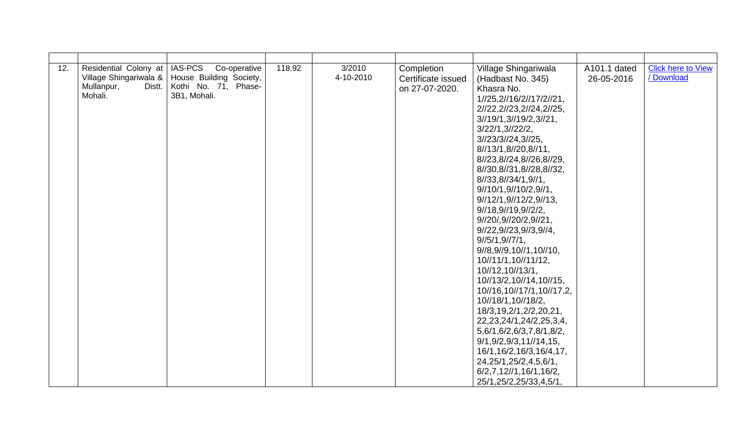| | | | | | | | | |
|---|---|---|---|---|---|---|---|---|
| 12. | Residential Colony at Village Shingariwala & Mullanpur, Distt. Mohali. | IAS-PCS Co-operative House Building Society, Kothi No. 71, Phase-3B1, Mohali. | 118.92 | 3/2010 4-10-2010 | Completion Certificate issued on 27-07-2020. | Village Shingariwala (Hadbast No. 345) Khasra No. 1//25,2//16/2//17/2//21, 2//22,2//23,2//24,2//25, 3//19/1,3//19/2,3//21, 3/22/1,3//22/2, 3//23/3//24,3//25, 8//13/1,8//20,8//11, 8//23,8//24,8//26,8//29, 8//30,8//31,8//28,8//32, 8//33,8//34/1,9//1, 9//10/1,9//10/2,9//1, 9//12/1,9//12/2,9//13, 9//18,9//19,9//2/2, 9//20/,9//20/2,9//21, 9//22,9//23,9//3,9//4, 9//5/1,9//7/1, 9//8,9//9,10//1,10//10, 10//11/1,10//11/12, 10//12,10//13/1, 10//13/2,10//14,10//15, 10//16,10//17/1,10//17,2, 10//18/1,10//18/2, 18/3,19,2/1,2/2,20,21, 22,23,24/1,24/2,25,3,4, 5,6/1,6/2,6/3,7,8/1,8/2, 9/1,9/2,9/3,11//14,15, 16/1,16/2,16/3,16/4,17, 24,25/1,25/2,4,5,6/1, 6/2,7,12//1,16/1,16/2, 25/1,25/2,25/33,4,5/1, | A101.1 dated 26-05-2016 | Click here to View / Download |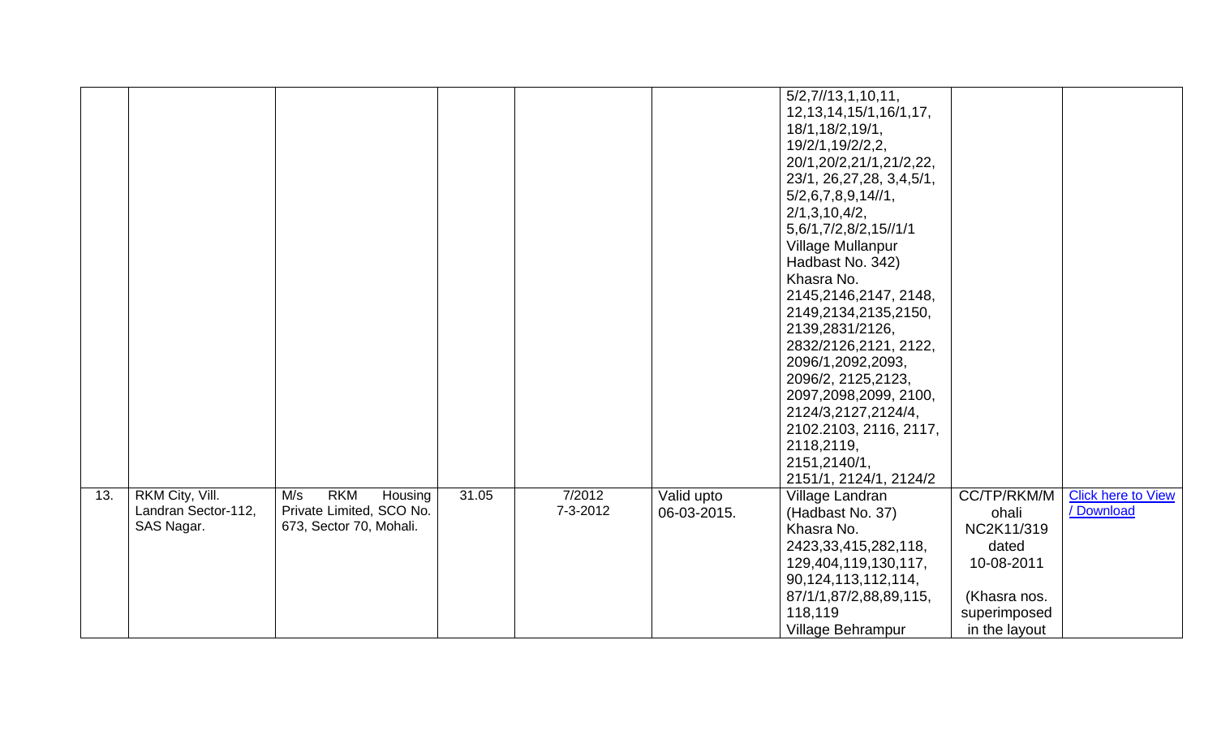| | | | | | | | | |
|---|---|---|---|---|---|---|---|---|
| | | | | | | 5/2,7//13,1,10,11, 12,13,14,15/1,16/1,17, 18/1,18/2,19/1, 19/2/1,19/2/2,2, 20/1,20/2,21/1,21/2,22, 23/1, 26,27,28, 3,4,5/1, 5/2,6,7,8,9,14//1, 2/1,3,10,4/2, 5,6/1,7/2,8/2,15//1/1 Village Mullanpur Hadbast No. 342) Khasra No. 2145,2146,2147, 2148, 2149,2134,2135,2150, 2139,2831/2126, 2832/2126,2121, 2122, 2096/1,2092,2093, 2096/2, 2125,2123, 2097,2098,2099, 2100, 2124/3,2127,2124/4, 2102.2103, 2116, 2117, 2118,2119, 2151,2140/1, 2151/1, 2124/1, 2124/2 | | |
| 13. | RKM City, Vill. Landran Sector-112, SAS Nagar. | M/s RKM Housing Private Limited, SCO No. 673, Sector 70, Mohali. | 31.05 | 7/2012 7-3-2012 | Valid upto 06-03-2015. | Village Landran (Hadbast No. 37) Khasra No. 2423,33,415,282,118, 129,404,119,130,117, 90,124,113,112,114, 87/1/1,87/2,88,89,115, 118,119 Village Behrampur | CC/TP/RKM/Mohali NC2K11/319 dated 10-08-2011 (Khasra nos. superimposed in the layout | Click here to View / Download |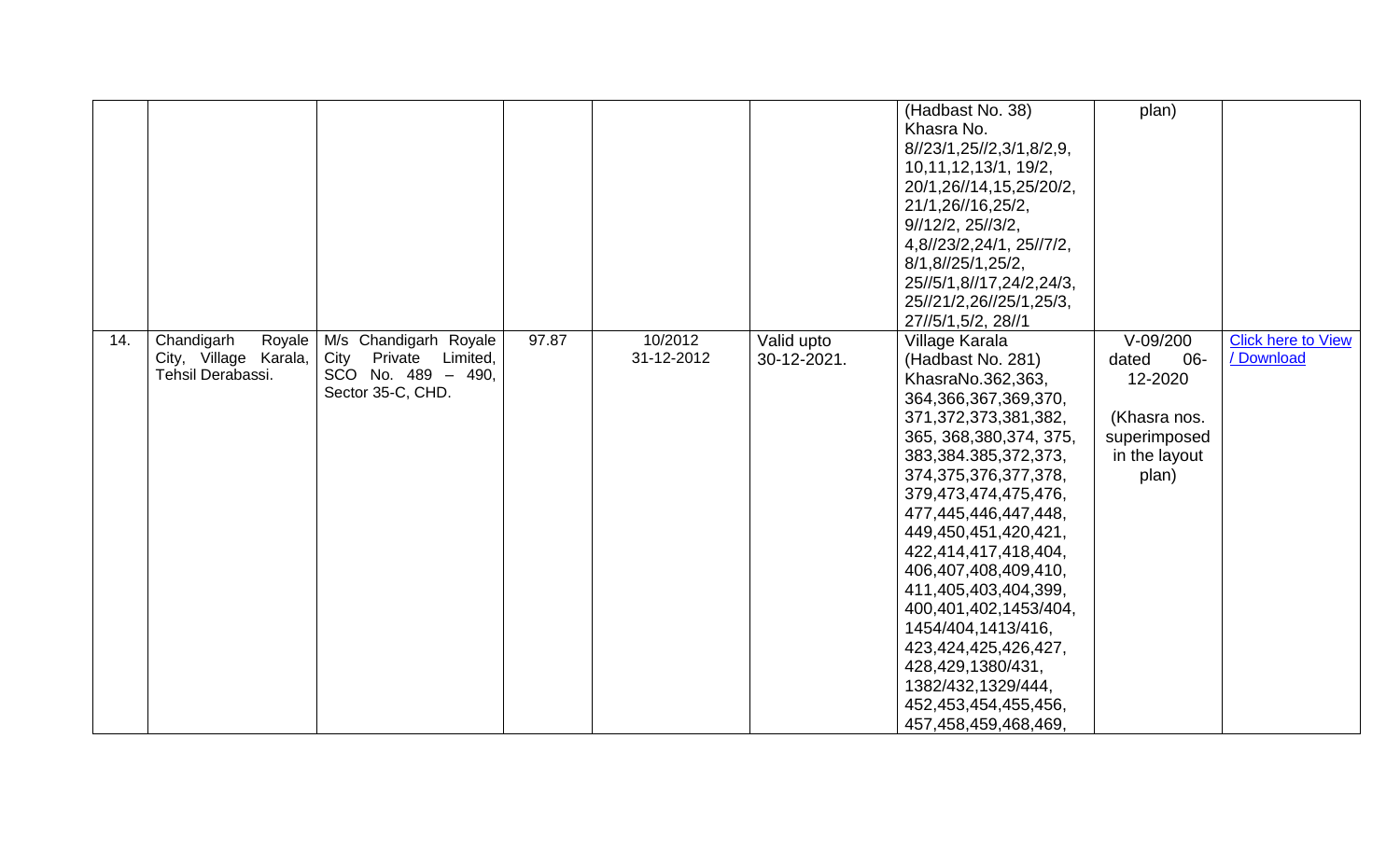| | | | | | | | | |
|---|---|---|---|---|---|---|---|---|
| | | | | | | (Hadbast No. 38) Khasra No. 8//23/1,25//2,3/1,8/2,9, 10,11,12,13/1, 19/2, 20/1,26//14,15,25/20/2, 21/1,26//16,25/2, 9//12/2, 25//3/2, 4,8//23/2,24/1, 25//7/2, 8/1,8//25/1,25/2, 25//5/1,8//17,24/2,24/3, 25//21/2,26//25/1,25/3, 27//5/1,5/2, 28//1 | plan) | |
| 14. | Chandigarh Royale City, Village Karala, Tehsil Derabassi. | M/s Chandigarh Royale City Private Limited, SCO No. 489 – 490, Sector 35-C, CHD. | 97.87 | 10/2012 31-12-2012 | Valid upto 30-12-2021. | Village Karala (Hadbast No. 281) KhasraNo.362,363, 364,366,367,369,370, 371,372,373,381,382, 365, 368,380,374, 375, 383,384.385,372,373, 374,375,376,377,378, 379,473,474,475,476, 477,445,446,447,448, 449,450,451,420,421, 422,414,417,418,404, 406,407,408,409,410, 411,405,403,404,399, 400,401,402,1453/404, 1454/404,1413/416, 423,424,425,426,427, 428,429,1380/431, 1382/432,1329/444, 452,453,454,455,456, 457,458,459,468,469, | V-09/200 dated 06-12-2020 (Khasra nos. superimposed in the layout plan) | Click here to View / Download |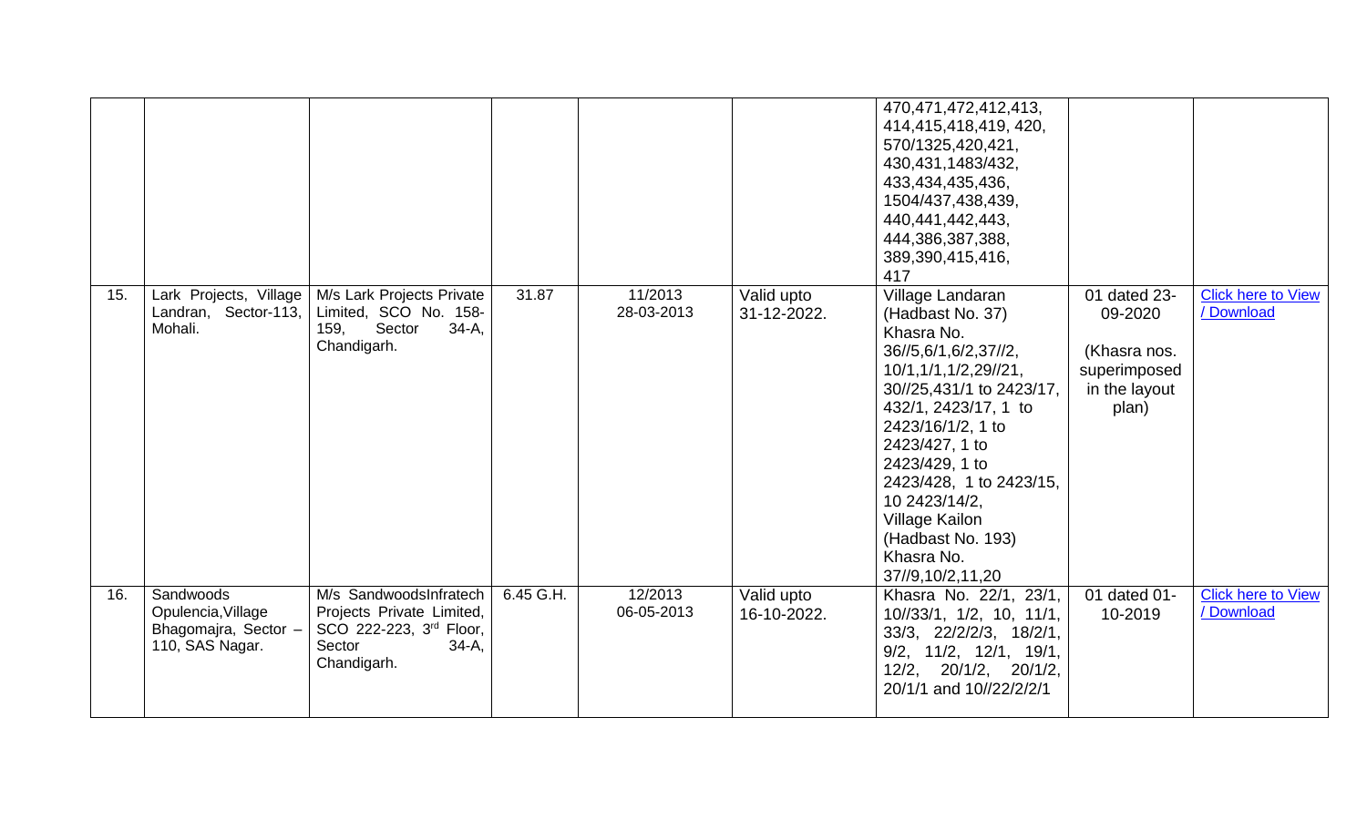| | | | | | | | | |
|---|---|---|---|---|---|---|---|---|
| | | | | | | 470,471,472,412,413, 414,415,418,419, 420, 570/1325,420,421, 430,431,1483/432, 433,434,435,436, 1504/437,438,439, 440,441,442,443, 444,386,387,388, 389,390,415,416, 417 | | |
| 15. | Lark Projects, Village Landran, Sector-113, Mohali. | M/s Lark Projects Private Limited, SCO No. 158-159, Sector 34-A, Chandigarh. | 31.87 | 11/2013 28-03-2013 | Valid upto 31-12-2022. | Village Landaran (Hadbast No. 37) Khasra No. 36//5,6/1,6/2,37//2, 10/1,1/1,1/2,29//21, 30//25,431/1 to 2423/17, 432/1, 2423/17, 1 to 2423/16/1/2, 1 to 2423/427, 1 to 2423/429, 1 to 2423/428, 1 to 2423/15, 10 2423/14/2, Village Kailon (Hadbast No. 193) Khasra No. 37//9,10/2,11,20 | 01 dated 23-09-2020 (Khasra nos. superimposed in the layout plan) | Click here to View / Download |
| 16. | Sandwoods Opulencia,Village Bhagomajra, Sector – 110, SAS Nagar. | M/s SandwoodsInfratech Projects Private Limited, SCO 222-223, 3rd Floor, Sector 34-A, Chandigarh. | 6.45 G.H. | 12/2013 06-05-2013 | Valid upto 16-10-2022. | Khasra No. 22/1, 23/1, 10//33/1, 1/2, 10, 11/1, 33/3, 22/2/2/3, 18/2/1, 9/2, 11/2, 12/1, 19/1, 12/2, 20/1/2, 20/1/2, 20/1/1 and 10//22/2/2/1 | 01 dated 01-10-2019 | Click here to View / Download |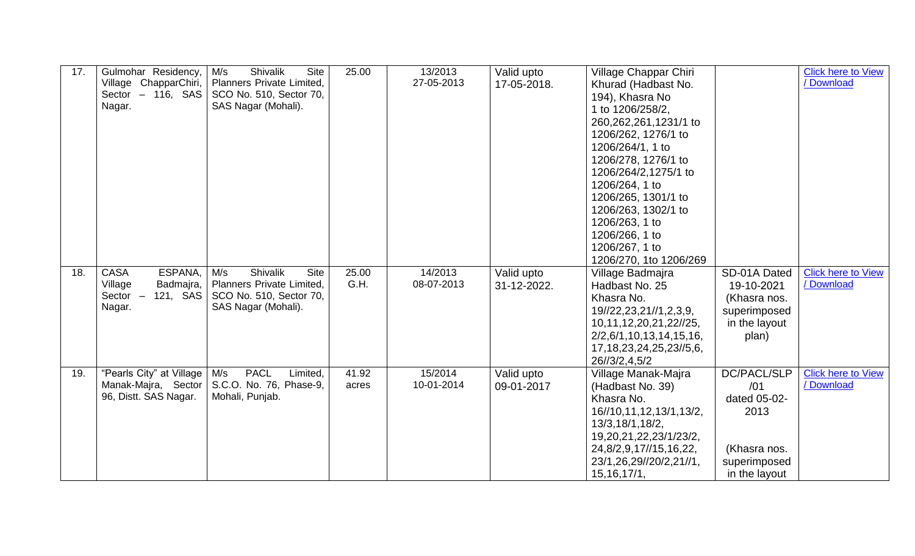| 17. | Gulmohar Residency, Village ChapparChiri, Sector – 116, SAS Nagar. | M/s Shivalik Site Planners Private Limited, SCO No. 510, Sector 70, SAS Nagar (Mohali). | 25.00 | 13/2013 27-05-2013 | Valid upto 17-05-2018. | Village Chappar Chiri Khurad (Hadbast No. 194), Khasra No 1 to 1206/258/2, 260,262,261,1231/1 to 1206/262, 1276/1 to 1206/264/1, 1 to 1206/278, 1276/1 to 1206/264/2,1275/1 to 1206/264, 1 to 1206/265, 1301/1 to 1206/263, 1302/1 to 1206/263, 1 to 1206/266, 1 to 1206/267, 1 to 1206/270, 1to 1206/269 | | Click here to View / Download |
|---|---|---|---|---|---|---|---|---|
| 18. | CASA ESPANA, Village Badmajra, Sector – 121, SAS Nagar. | M/s Shivalik Site Planners Private Limited, SCO No. 510, Sector 70, SAS Nagar (Mohali). | 25.00 G.H. | 14/2013 08-07-2013 | Valid upto 31-12-2022. | Village Badmajra Hadbast No. 25 Khasra No. 19//22,23,21//1,2,3,9, 10,11,12,20,21,22//25, 2/2,6/1,10,13,14,15,16, 17,18,23,24,25,23//5,6, 26//3/2,4,5/2 | SD-01A Dated 19-10-2021 (Khasra nos. superimposed in the layout plan) | Click here to View / Download |
| 19. | "Pearls City" at Village Manak-Majra, Sector 96, Distt. SAS Nagar. | M/s PACL Limited, S.C.O. No. 76, Phase-9, Mohali, Punjab. | 41.92 acres | 15/2014 10-01-2014 | Valid upto 09-01-2017 | Village Manak-Majra (Hadbast No. 39) Khasra No. 16//10,11,12,13/1,13/2, 13/3,18/1,18/2, 19,20,21,22,23/1/23/2, 24,8/2,9,17//15,16,22, 23/1,26,29//20/2,21//1, 15,16,17/1, | DC/PACL/SLP /01 dated 05-02-2013 (Khasra nos. superimposed in the layout | Click here to View / Download |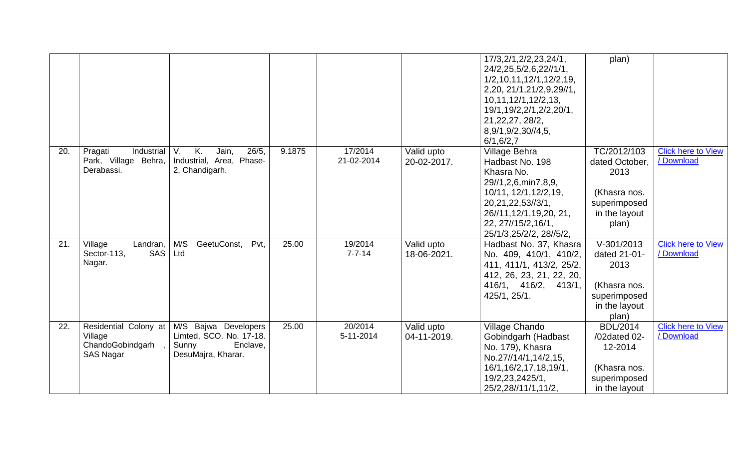|  |  |  |  |  |  |  |  |  |
|---|---|---|---|---|---|---|---|---|
|  |  |  |  |  |  | 17/3,2/1,2/2,23,24/1, 24/2,25,5/2,6,22//1/1, 1/2,10,11,12/1,12/2,19, 2,20, 21/1,21/2,9,29//1, 10,11,12/1,12/2,13, 19/1,19/2,2/1,2/2,20/1, 21,22,27, 28/2, 8,9/1,9/2,30//4,5, 6/1,6/2,7 | plan) |  |
| 20. | Pragati Industrial Park, Village Behra, Derabassi. | V. K. Jain, 26/5, Industrial, Area, Phase-2, Chandigarh. | 9.1875 | 17/2014 21-02-2014 | Valid upto 20-02-2017. | Village Behra Hadbast No. 198 Khasra No. 29//1,2,6,min7,8,9, 10/11, 12/1,12/2,19, 20,21,22,53//3/1, 26//11,12/1,19,20, 21, 22, 27//15/2,16/1, 25/1/3,25/2/2, 28//5/2, | TC/2012/103 dated October, 2013 (Khasra nos. superimposed in the layout plan) | Click here to View / Download |
| 21. | Village Landran, Sector-113, SAS Nagar. | M/S GeetuConst, Pvt, Ltd | 25.00 | 19/2014 7-7-14 | Valid upto 18-06-2021. | Hadbast No. 37, Khasra No. 409, 410/1, 410/2, 411, 411/1, 413/2, 25/2, 412, 26, 23, 21, 22, 20, 416/1, 416/2, 413/1, 425/1, 25/1. | V-301/2013 dated 21-01-2013 (Khasra nos. superimposed in the layout plan) | Click here to View / Download |
| 22. | Residential Colony at Village ChandoGobindgarh , SAS Nagar | M/S Bajwa Developers Limted, SCO. No. 17-18. Sunny Enclave, DesuMajra, Kharar. | 25.00 | 20/2014 5-11-2014 | Valid upto 04-11-2019. | Village Chando Gobindgarh (Hadbast No. 179), Khasra No.27//14/1,14/2,15, 16/1,16/2,17,18,19/1, 19/2,23,2425/1, 25/2,28//11/1,11/2, | BDL/2014 /02dated 02-12-2014 (Khasra nos. superimposed in the layout | Click here to View / Download |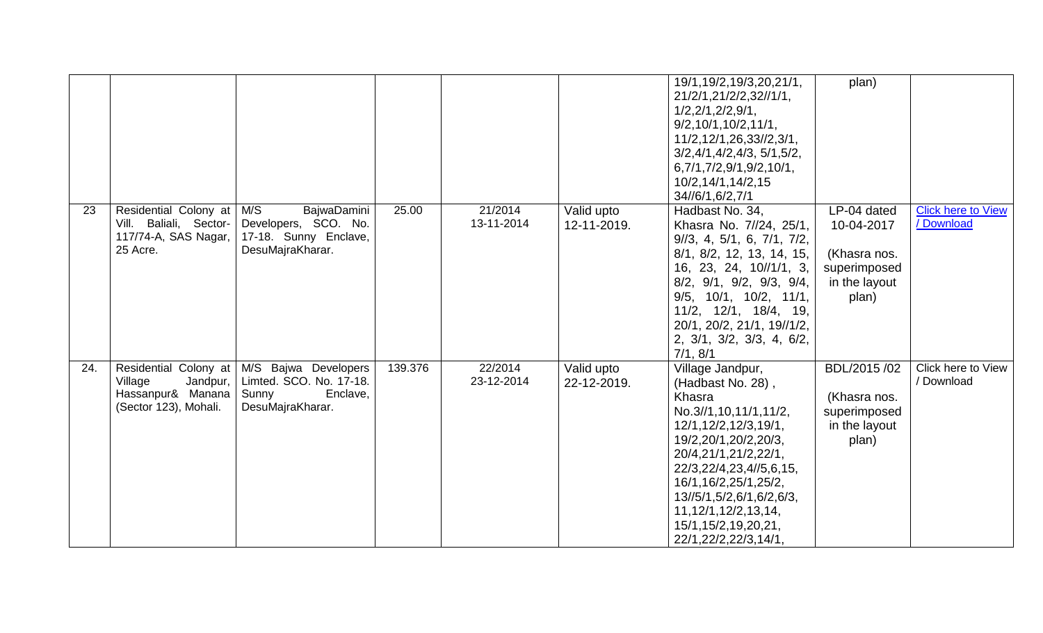| | | | | | | | | |
|---|---|---|---|---|---|---|---|---|
| | | | | | | 19/1,19/2,19/3,20,21/1, 21/2/1,21/2/2,32//1/1, 1/2,2/1,2/2,9/1, 9/2,10/1,10/2,11/1, 11/2,12/1,26,33//2,3/1, 3/2,4/1,4/2,4/3, 5/1,5/2, 6,7/1,7/2,9/1,9/2,10/1, 10/2,14/1,14/2,15 34//6/1,6/2,7/1 | plan) | |
| 23 | Residential Colony at Vill. Baliali, Sector-117/74-A, SAS Nagar, 25 Acre. | M/S BajwaDamini Developers, SCO. No. 17-18. Sunny Enclave, DesuMajraKharar. | 25.00 | 21/2014 13-11-2014 | Valid upto 12-11-2019. | Hadbast No. 34, Khasra No. 7//24, 25/1, 9//3, 4, 5/1, 6, 7/1, 7/2, 8/1, 8/2, 12, 13, 14, 15, 16, 23, 24, 10//1/1, 3, 8/2, 9/1, 9/2, 9/3, 9/4, 9/5, 10/1, 10/2, 11/1, 11/2, 12/1, 18/4, 19, 20/1, 20/2, 21/1, 19//1/2, 2, 3/1, 3/2, 3/3, 4, 6/2, 7/1, 8/1 | LP-04 dated 10-04-2017 (Khasra nos. superimposed in the layout plan) | Click here to View / Download |
| 24. | Residential Colony at Village Jandpur, Hassanpur& Manana (Sector 123), Mohali. | M/S Bajwa Developers Limted. SCO. No. 17-18. Sunny Enclave, DesuMajraKharar. | 139.376 | 22/2014 23-12-2014 | Valid upto 22-12-2019. | Village Jandpur, (Hadbast No. 28) , Khasra No.3//1,10,11/1,11/2, 12/1,12/2,12/3,19/1, 19/2,20/1,20/2,20/3, 20/4,21/1,21/2,22/1, 22/3,22/4,23,4//5,6,15, 16/1,16/2,25/1,25/2, 13//5/1,5/2,6/1,6/2,6/3, 11,12/1,12/2,13,14, 15/1,15/2,19,20,21, 22/1,22/2,22/3,14/1, | BDL/2015 /02 (Khasra nos. superimposed in the layout plan) | Click here to View / Download |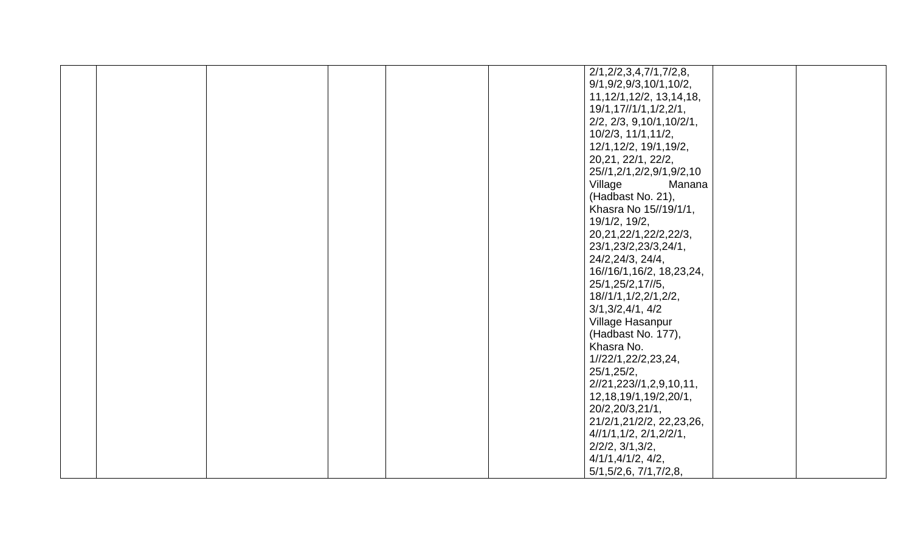| | | | | | | | | |
|---|---|---|---|---|---|---|---|---|
| | | | | | | 2/1,2/2,3,4,7/1,7/2,8, 9/1,9/2,9/3,10/1,10/2, 11,12/1,12/2, 13,14,18, 19/1,17//1/1,1/2,2/1, 2/2, 2/3, 9,10/1,10/2/1, 10/2/3, 11/1,11/2, 12/1,12/2, 19/1,19/2, 20,21, 22/1, 22/2, 25//1,2/1,2/2,9/1,9/2,10 Village Manana (Hadbast No. 21), Khasra No 15//19/1/1, 19/1/2, 19/2, 20,21,22/1,22/2,22/3, 23/1,23/2,23/3,24/1, 24/2,24/3, 24/4, 16//16/1,16/2, 18,23,24, 25/1,25/2,17//5, 18//1/1,1/2,2/1,2/2, 3/1,3/2,4/1, 4/2 Village Hasanpur (Hadbast No. 177), Khasra No. 1//22/1,22/2,23,24, 25/1,25/2, 2//21,223//1,2,9,10,11, 12,18,19/1,19/2,20/1, 20/2,20/3,21/1, 21/2/1,21/2/2, 22,23,26, 4//1/1,1/2, 2/1,2/2/1, 2/2/2, 3/1,3/2, 4/1/1,4/1/2, 4/2, 5/1,5/2,6, 7/1,7/2,8, | | |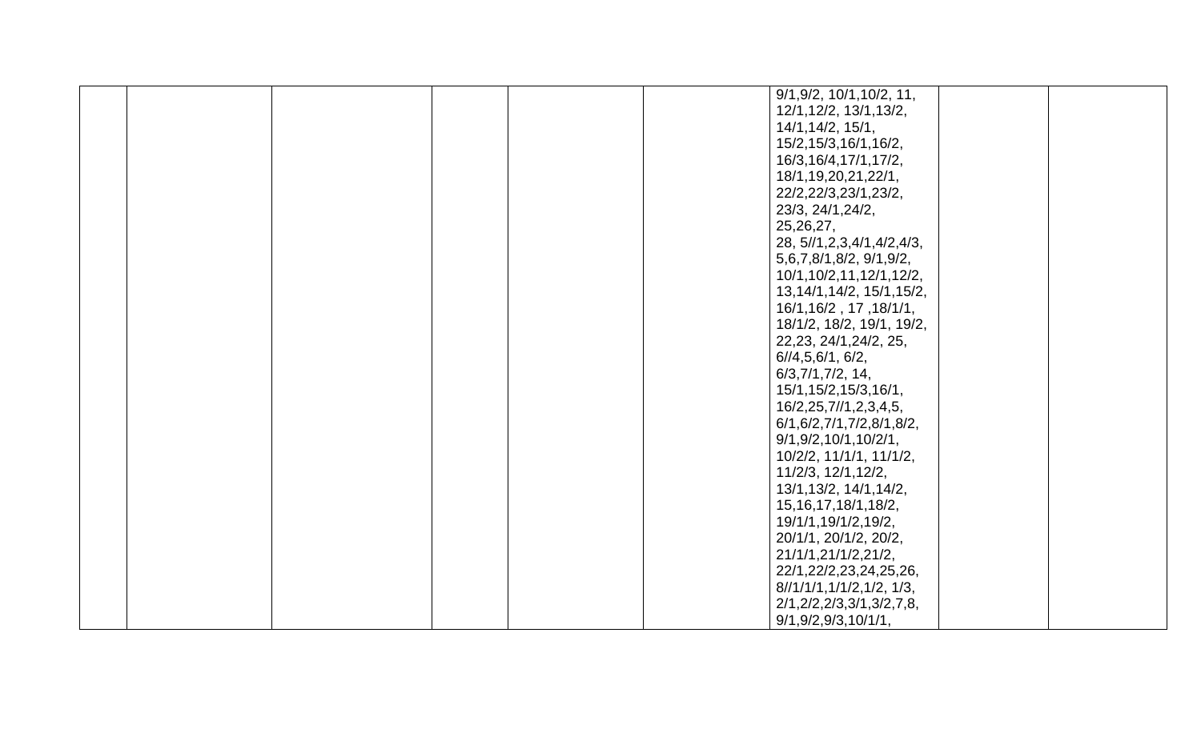|  |  |  |  |  |  |  |  |  |
|---|---|---|---|---|---|---|---|---|
|  |  |  |  |  |  | 9/1,9/2, 10/1,10/2, 11, 12/1,12/2, 13/1,13/2, 14/1,14/2, 15/1, 15/2,15/3,16/1,16/2, 16/3,16/4,17/1,17/2, 18/1,19,20,21,22/1, 22/2,22/3,23/1,23/2, 23/3, 24/1,24/2, 25,26,27, 28, 5//1,2,3,4/1,4/2,4/3, 5,6,7,8/1,8/2, 9/1,9/2, 10/1,10/2,11,12/1,12/2, 13,14/1,14/2, 15/1,15/2, 16/1,16/2 , 17 ,18/1/1, 18/1/2, 18/2, 19/1, 19/2, 22,23, 24/1,24/2, 25, 6//4,5,6/1, 6/2, 6/3,7/1,7/2, 14, 15/1,15/2,15/3,16/1, 16/2,25,7//1,2,3,4,5, 6/1,6/2,7/1,7/2,8/1,8/2, 9/1,9/2,10/1,10/2/1, 10/2/2, 11/1/1, 11/1/2, 11/2/3, 12/1,12/2, 13/1,13/2, 14/1,14/2, 15,16,17,18/1,18/2, 19/1/1,19/1/2,19/2, 20/1/1, 20/1/2, 20/2, 21/1/1,21/1/2,21/2, 22/1,22/2,23,24,25,26, 8//1/1/1,1/1/2,1/2, 1/3, 2/1,2/2,2/3,3/1,3/2,7,8, 9/1,9/2,9/3,10/1/1, |  |  |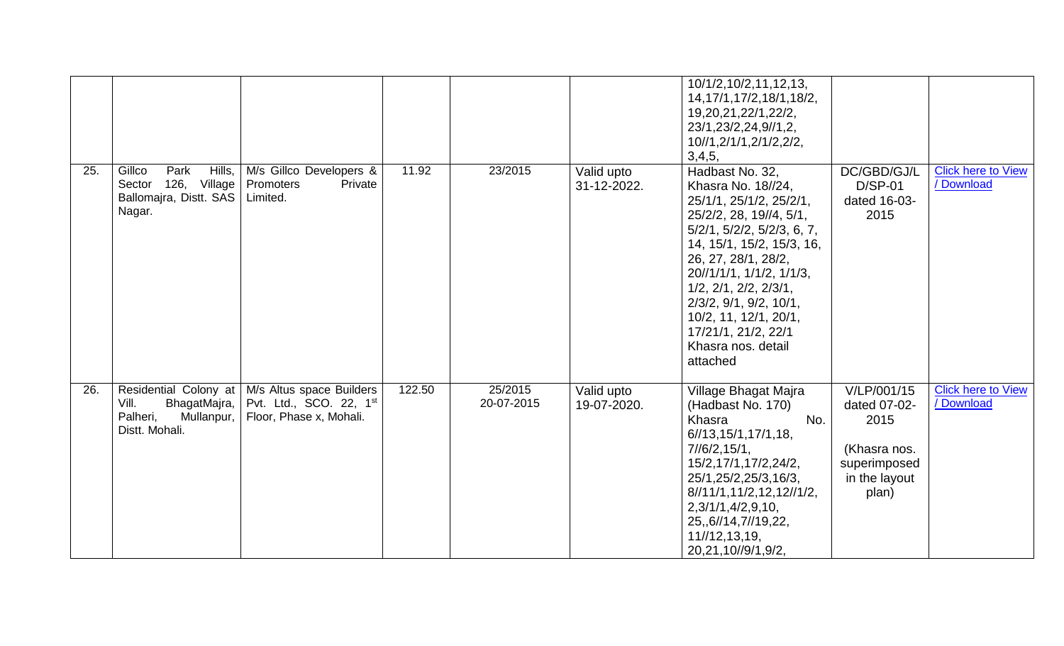| | | | | | | | | |
|---|---|---|---|---|---|---|---|---|
| | | | | | | 10/1/2,10/2,11,12,13, 14,17/1,17/2,18/1,18/2, 19,20,21,22/1,22/2, 23/1,23/2,24,9//1,2, 10//1,2/1/1,2/1/2,2/2, 3,4,5, | | |
| 25. | Gillco Park Hills, Sector 126, Village Ballomajra, Distt. SAS Nagar. | M/s Gillco Developers & Promoters Private Limited. | 11.92 | 23/2015 | Valid upto 31-12-2022. | Hadbast No. 32, Khasra No. 18//24, 25/1/1, 25/1/2, 25/2/1, 25/2/2, 28, 19//4, 5/1, 5/2/1, 5/2/2, 5/2/3, 6, 7, 14, 15/1, 15/2, 15/3, 16, 26, 27, 28/1, 28/2, 20//1/1/1, 1/1/2, 1/1/3, 1/2, 2/1, 2/2, 2/3/1, 2/3/2, 9/1, 9/2, 10/1, 10/2, 11, 12/1, 20/1, 17/21/1, 21/2, 22/1 Khasra nos. detail attached | DC/GBD/GJ/L D/SP-01 dated 16-03-2015 | Click here to View / Download |
| 26. | Residential Colony at Vill. BhagatMajra, Palheri, Mullanpur, Distt. Mohali. | M/s Altus space Builders Pvt. Ltd., SCO. 22, 1st Floor, Phase x, Mohali. | 122.50 | 25/2015 20-07-2015 | Valid upto 19-07-2020. | Village Bhagat Majra (Hadbast No. 170) Khasra No. 6//13,15/1,17/1,18, 7//6/2,15/1, 15/2,17/1,17/2,24/2, 25/1,25/2,25/3,16/3, 8//11/1,11/2,12,12//1/2, 2,3/1/1,4/2,9,10, 25,,6//14,7//19,22, 11//12,13,19, 20,21,10//9/1,9/2, | V/LP/001/15 dated 07-02-2015 (Khasra nos. superimposed in the layout plan) | Click here to View / Download |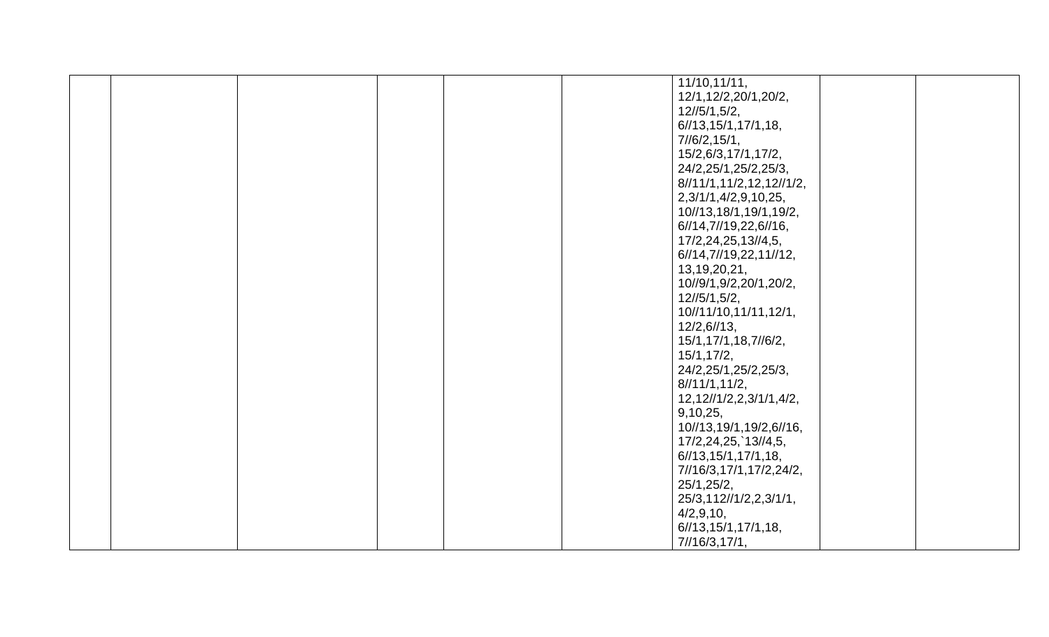|  |  |  |  |  |  |  |  |  |
|---|---|---|---|---|---|---|---|---|
|  |  |  |  |  |  | 11/10,11/11, 12/1,12/2,20/1,20/2, 12//5/1,5/2, 6//13,15/1,17/1,18, 7//6/2,15/1, 15/2,6/3,17/1,17/2, 24/2,25/1,25/2,25/3, 8//11/1,11/2,12,12//1/2, 2,3/1/1,4/2,9,10,25, 10//13,18/1,19/1,19/2, 6//14,7//19,22,6//16, 17/2,24,25,13//4,5, 6//14,7//19,22,11//12, 13,19,20,21, 10//9/1,9/2,20/1,20/2, 12//5/1,5/2, 10//11/10,11/11,12/1, 12/2,6//13, 15/1,17/1,18,7//6/2, 15/1,17/2, 24/2,25/1,25/2,25/3, 8//11/1,11/2, 12,12//1/2,2,3/1/1,4/2, 9,10,25, 10//13,19/1,19/2,6//16, 17/2,24,25,`13//4,5, 6//13,15/1,17/1,18, 7//16/3,17/1,17/2,24/2, 25/1,25/2, 25/3,112//1/2,2,3/1/1, 4/2,9,10, 6//13,15/1,17/1,18, 7//16/3,17/1, |  |  |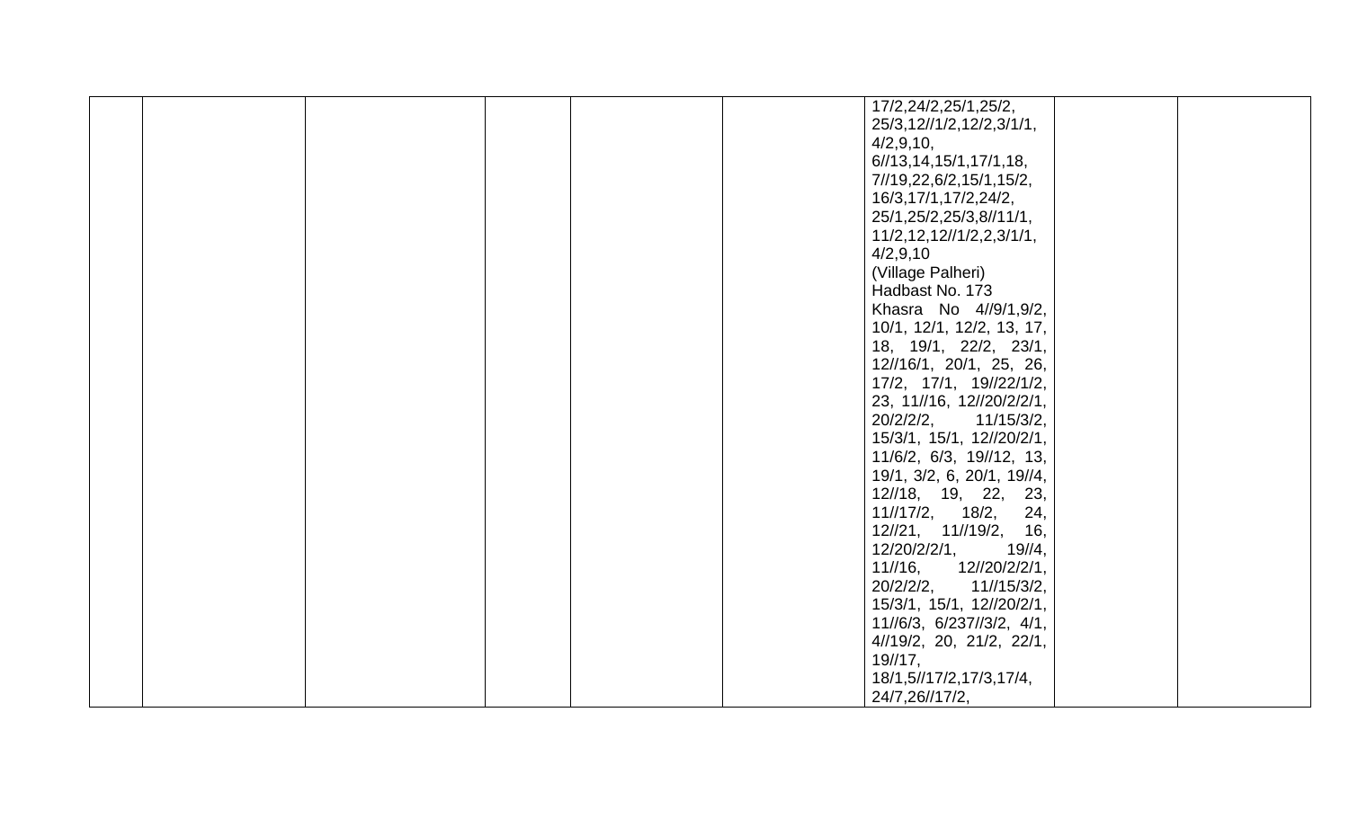|  |  |  |  |  |  |  |  |  |
|---|---|---|---|---|---|---|---|---|
|  |  |  |  |  |  | 17/2,24/2,25/1,25/2, 25/3,12//1/2,12/2,3/1/1, 4/2,9,10, 6//13,14,15/1,17/1,18, 7//19,22,6/2,15/1,15/2, 16/3,17/1,17/2,24/2, 25/1,25/2,25/3,8//11/1, 11/2,12,12//1/2,2,3/1/1, 4/2,9,10 (Village Palheri) Hadbast No. 173 Khasra No 4//9/1,9/2, 10/1, 12/1, 12/2, 13, 17, 18, 19/1, 22/2, 23/1, 12//16/1, 20/1, 25, 26, 17/2, 17/1, 19//22/1/2, 23, 11//16, 12//20/2/2/1, 20/2/2/2, 11//15/3/2, 15/3/1, 15/1, 12//20/2/1, 11/6/2, 6/3, 19//12, 13, 19/1, 3/2, 6, 20/1, 19//4, 12//18, 19, 22, 23, 11//17/2, 18/2, 24, 12//21, 11//19/2, 16, 12/20/2/2/1, 19//4, 11//16, 12//20/2/2/1, 20/2/2/2, 11//15/3/2, 15/3/1, 15/1, 12//20/2/1, 11//6/3, 6/237//3/2, 4/1, 4//19/2, 20, 21/2, 22/1, 19//17, 18/1,5//17/2,17/3,17/4, 24/7,26//17/2, |  |  |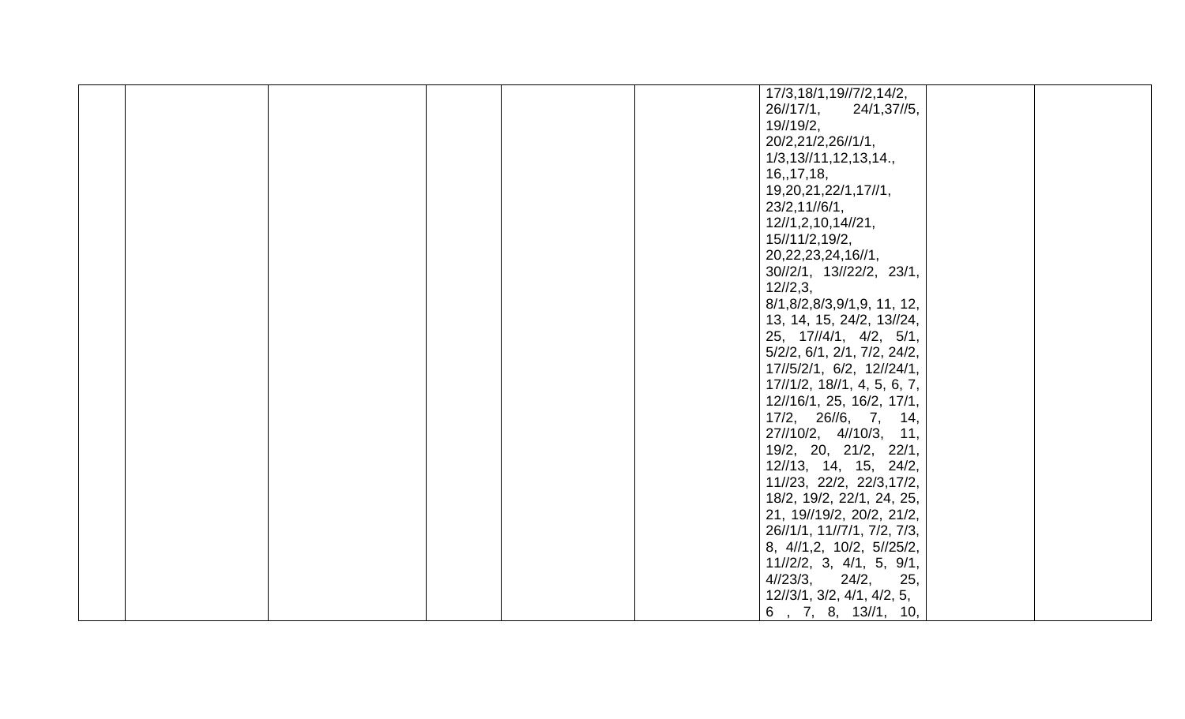|  |  |  |  |  |  |  |  |  |
|---|---|---|---|---|---|---|---|---|
|  |  |  |  |  |  | 17/3,18/1,19//7/2,14/2, 26//17/1, 24/1,37//5, 19//19/2, 20/2,21/2,26//1/1, 1/3,13//11,12,13,14., 16,,17,18, 19,20,21,22/1,17//1, 23/2,11//6/1, 12//1,2,10,14//21, 15//11/2,19/2, 20,22,23,24,16//1, 30//2/1, 13//22/2, 23/1, 12//2,3, 8/1,8/2,8/3,9/1,9, 11, 12, 13, 14, 15, 24/2, 13//24, 25, 17//4/1, 4/2, 5/1, 5/2/2, 6/1, 2/1, 7/2, 24/2, 17//5/2/1, 6/2, 12//24/1, 17//1/2, 18//1, 4, 5, 6, 7, 12//16/1, 25, 16/2, 17/1, 17/2, 26//6, 7, 14, 27//10/2, 4//10/3, 11, 19/2, 20, 21/2, 22/1, 12//13, 14, 15, 24/2, 11//23, 22/2, 22/3,17/2, 18/2, 19/2, 22/1, 24, 25, 21, 19//19/2, 20/2, 21/2, 26//1/1, 11//7/1, 7/2, 7/3, 8, 4//1,2, 10/2, 5//25/2, 11//2/2, 3, 4/1, 5, 9/1, 4//23/3, 24/2, 25, 12//3/1, 3/2, 4/1, 4/2, 5, 6 , 7, 8, 13//1, 10, |  |  |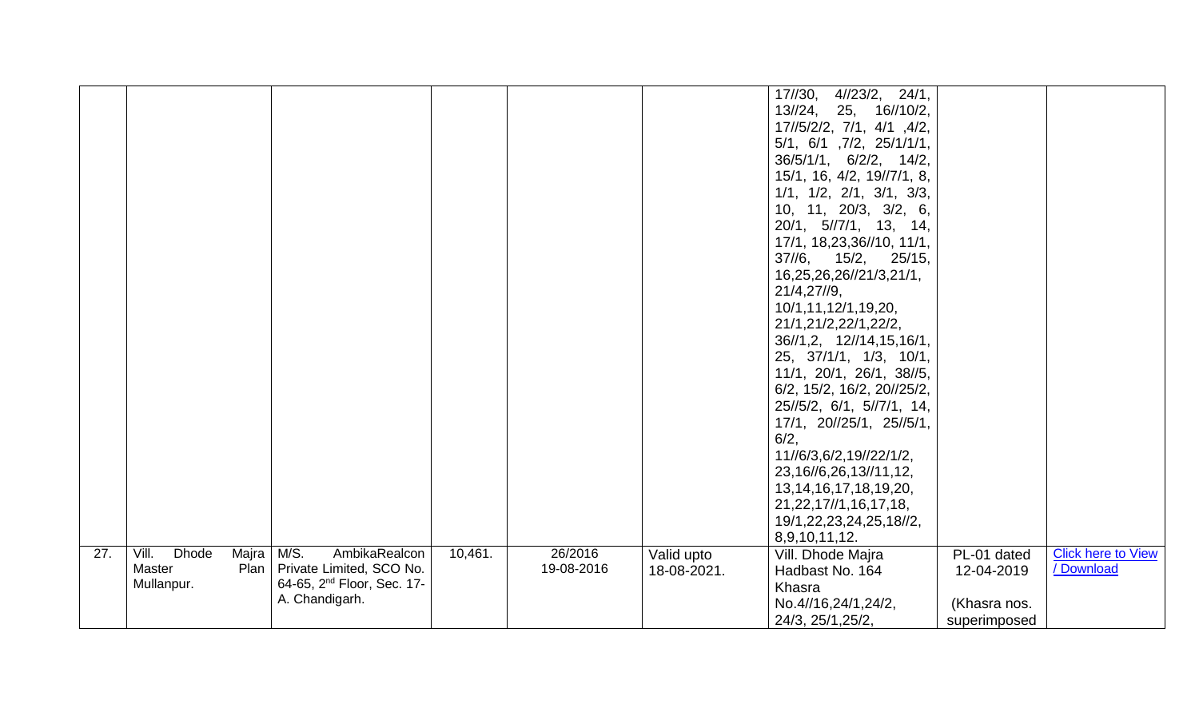| | | | | | | | | |
|---|---|---|---|---|---|---|---|---|
| | | | | | | 17//30, 4//23/2, 24/1, 13//24, 25, 16//10/2, 17//5/2/2, 7/1, 4/1 ,4/2, 5/1, 6/1 ,7/2, 25/1/1/1, 36/5/1/1, 6/2/2, 14/2, 15/1, 16, 4/2, 19//7/1, 8, 1/1, 1/2, 2/1, 3/1, 3/3, 10, 11, 20/3, 3/2, 6, 20/1, 5//7/1, 13, 14, 17/1, 18,23,36//10, 11/1, 37//6, 15/2, 25/15, 16,25,26,26//21/3,21/1, 21/4,27//9, 10/1,11,12/1,19,20, 21/1,21/2,22/1,22/2, 36//1,2, 12//14,15,16/1, 25, 37/1/1, 1/3, 10/1, 11/1, 20/1, 26/1, 38//5, 6/2, 15/2, 16/2, 20//25/2, 25//5/2, 6/1, 5//7/1, 14, 17/1, 20//25/1, 25//5/1, 6/2, 11//6/3,6/2,19//22/1/2, 23,16//6,26,13//11,12, 13,14,16,17,18,19,20, 21,22,17//1,16,17,18, 19/1,22,23,24,25,18//2, 8,9,10,11,12. | | |
| 27. | Vill. Dhode Majra Master Plan Mullanpur. | M/S. AmbikaRealcon Private Limited, SCO No. 64-65, 2nd Floor, Sec. 17-A. Chandigarh. | 10,461. | 26/2016 19-08-2016 | Valid upto 18-08-2021. | Vill. Dhode Majra Hadbast No. 164 Khasra No.4//16,24/1,24/2, 24/3, 25/1,25/2, | PL-01 dated 12-04-2019 (Khasra nos. superimposed | Click here to View / Download |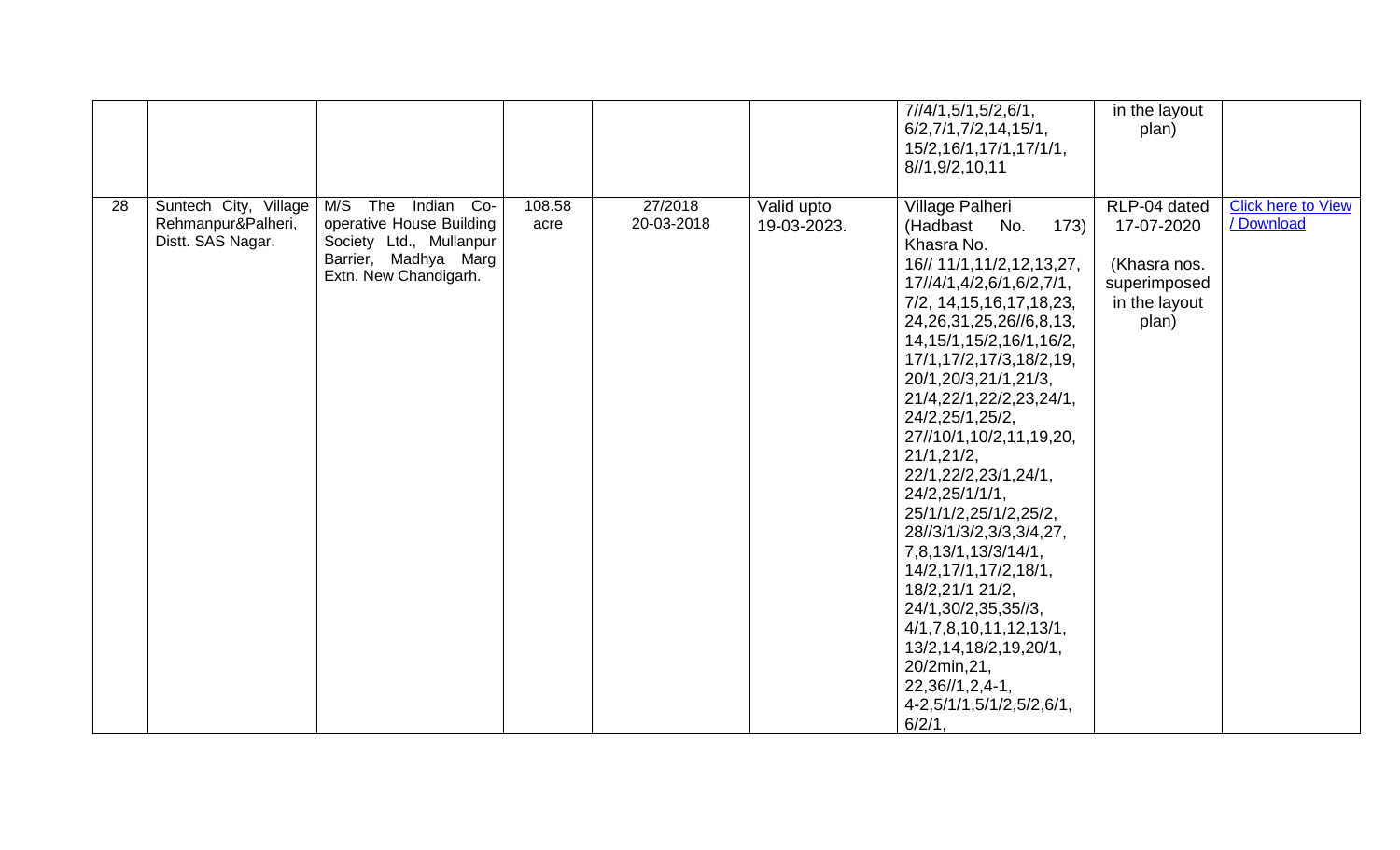| | | | | | | | | |
|---|---|---|---|---|---|---|---|---|
| | | | | | | 7//4/1,5/1,5/2,6/1, 6/2,7/1,7/2,14,15/1, 15/2,16/1,17/1,17/1/1, 8//1,9/2,10,11 | in the layout plan) | |
| 28 | Suntech City, Village Rehmanpur&Palheri, Distt. SAS Nagar. | M/S The Indian Co-operative House Building Society Ltd., Mullanpur Barrier, Madhya Marg Extn. New Chandigarh. | 108.58 acre | 27/2018 20-03-2018 | Valid upto 19-03-2023. | Village Palheri (Hadbast No. 173) Khasra No. 16// 11/1,11/2,12,13,27, 17//4/1,4/2,6/1,6/2,7/1, 7/2, 14,15,16,17,18,23, 24,26,31,25,26//6,8,13, 14,15/1,15/2,16/1,16/2, 17/1,17/2,17/3,18/2,19, 20/1,20/3,21/1,21/3, 21/4,22/1,22/2,23,24/1, 24/2,25/1,25/2, 27//10/1,10/2,11,19,20, 21/1,21/2, 22/1,22/2,23/1,24/1, 24/2,25/1/1/1, 25/1/1/2,25/1/2,25/2, 28//3/1/3/2,3/3,3/4,27, 7,8,13/1,13/3/14/1, 14/2,17/1,17/2,18/1, 18/2,21/1 21/2, 24/1,30/2,35,35//3, 4/1,7,8,10,11,12,13/1, 13/2,14,18/2,19,20/1, 20/2min,21, 22,36//1,2,4-1, 4-2,5/1/1,5/1/2,5/2,6/1, 6/2/1, | RLP-04 dated 17-07-2020 (Khasra nos. superimposed in the layout plan) | Click here to View / Download |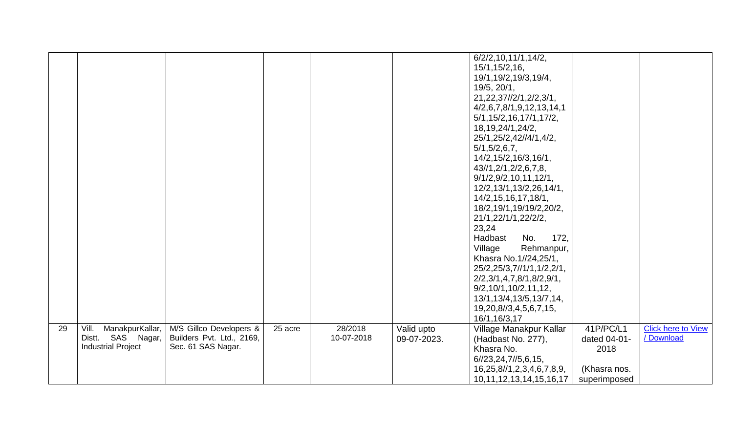| | | | | | | | | |
|---|---|---|---|---|---|---|---|---|
| | | | | | | 6/2/2,10,11/1,14/2, 15/1,15/2,16, 19/1,19/2,19/3,19/4, 19/5, 20/1, 21,22,37//2/1,2/2,3/1, 4/2,6,7,8/1,9,12,13,14,1 5/1,15/2,16,17/1,17/2, 18,19,24/1,24/2, 25/1,25/2,42//4/1,4/2, 5/1,5/2,6,7, 14/2,15/2,16/3,16/1, 43//1,2/1,2/2,6,7,8, 9/1/2,9/2,10,11,12/1, 12/2,13/1,13/2,26,14/1, 14/2,15,16,17,18/1, 18/2,19/1,19/19/2,20/2, 21/1,22/1/1,22/2/2, 23,24 Hadbast No. 172, Village Rehmanpur, Khasra No.1//24,25/1, 25/2,25/3,7//1/1,1/2,2/1, 2/2,3/1,4,7,8/1,8/2,9/1, 9/2,10/1,10/2,11,12, 13/1,13/4,13/5,13/7,14, 19,20,8//3,4,5,6,7,15, 16/1,16/3,17 | | |
| 29 | Vill. ManakpurKallar, Distt. SAS Nagar, Industrial Project | M/S Gillco Developers & Builders Pvt. Ltd., 2169, Sec. 61 SAS Nagar. | 25 acre | 28/2018 10-07-2018 | Valid upto 09-07-2023. | Village Manakpur Kallar (Hadbast No. 277), Khasra No. 6//23,24,7//5,6,15, 16,25,8//1,2,3,4,6,7,8,9, 10,11,12,13,14,15,16,17 | 41P/PC/L1 dated 04-01-2018 (Khasra nos. superimposed | Click here to View / Download |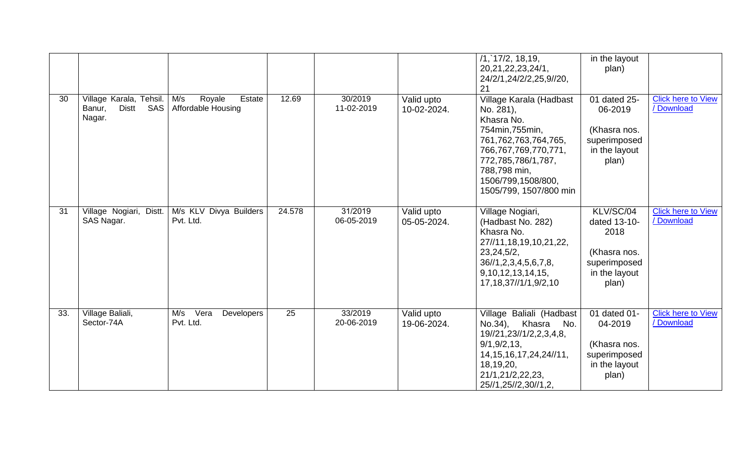| | | | | | | | | |
|---|---|---|---|---|---|---|---|---|
| | | | | | | /1,`17/2, 18,19, 20,21,22,23,24/1, 24/2/1,24/2/2,25,9//20, 21 | in the layout plan) | |
| 30 | Village Karala, Tehsil. Banur, Distt SAS Nagar. | M/s Royale Estate Affordable Housing | 12.69 | 30/2019 11-02-2019 | Valid upto 10-02-2024. | Village Karala (Hadbast No. 281), Khasra No. 754min,755min, 761,762,763,764,765, 766,767,769,770,771, 772,785,786/1,787, 788,798 min, 1506/799,1508/800, 1505/799, 1507/800 min | 01 dated 25-06-2019 (Khasra nos. superimposed in the layout plan) | Click here to View / Download |
| 31 | Village Nogiari, Distt. SAS Nagar. | M/s KLV Divya Builders Pvt. Ltd. | 24.578 | 31/2019 06-05-2019 | Valid upto 05-05-2024. | Village Nogiari, (Hadbast No. 282) Khasra No. 27//11,18,19,10,21,22, 23,24,5/2, 36//1,2,3,4,5,6,7,8, 9,10,12,13,14,15, 17,18,37//1/1,9/2,10 | KLV/SC/04 dated 13-10-2018 (Khasra nos. superimposed in the layout plan) | Click here to View / Download |
| 33. | Village Baliali, Sector-74A | M/s Vera Developers Pvt. Ltd. | 25 | 33/2019 20-06-2019 | Valid upto 19-06-2024. | Village Baliali (Hadbast No.34), Khasra No. 19//21,23//1/2,2,3,4,8, 9/1,9/2,13, 14,15,16,17,24,24//11, 18,19,20, 21/1,21/2,22,23, 25//1,25//2,30//1,2, | 01 dated 01-04-2019 (Khasra nos. superimposed in the layout plan) | Click here to View / Download |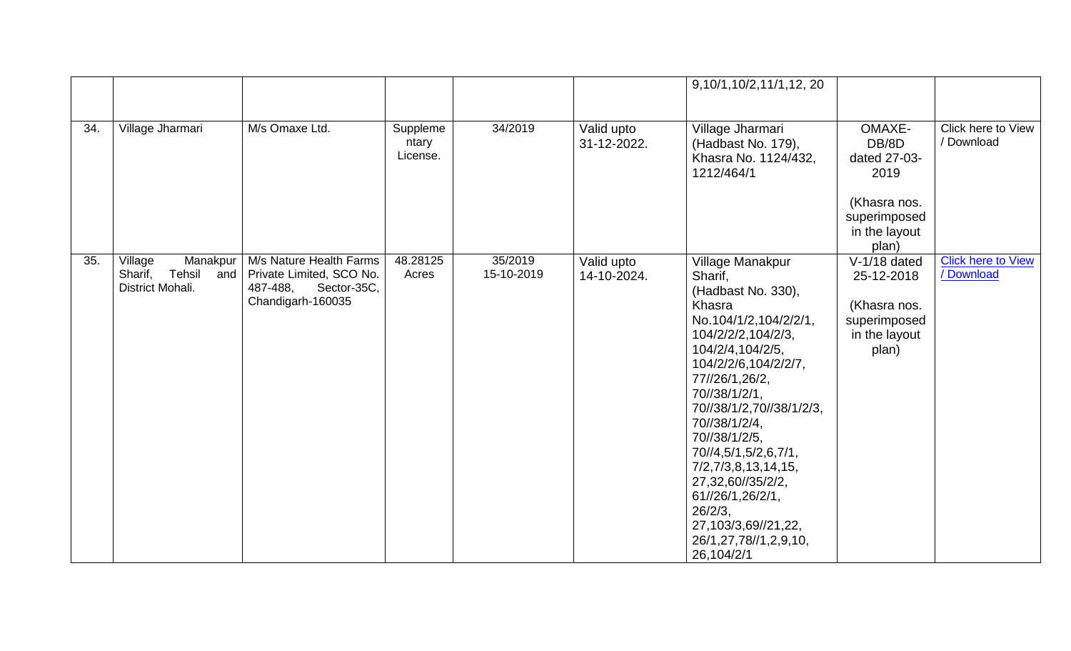| | | | | | | | | |
|---|---|---|---|---|---|---|---|---|
| | | | | | | 9,10/1,10/2,11/1,12, 20 | | |
| 34. | Village Jharmari | M/s Omaxe Ltd. | Supplementary License. | 34/2019 | Valid upto 31-12-2022. | Village Jharmari (Hadbast No. 179), Khasra No. 1124/432, 1212/464/1 | OMAXE-DB/8D dated 27-03-2019 (Khasra nos. superimposed in the layout plan) | Click here to View / Download |
| 35. | Village Manakpur Sharif, Tehsil and District Mohali. | M/s Nature Health Farms Private Limited, SCO No. 487-488, Sector-35C, Chandigarh-160035 | 48.28125 Acres | 35/2019 15-10-2019 | Valid upto 14-10-2024. | Village Manakpur Sharif, (Hadbast No. 330), Khasra No.104/1/2,104/2/2/1, 104/2/2/2,104/2/3, 104/2/4,104/2/5, 104/2/2/6,104/2/2/7, 77//26/1,26/2, 70//38/1/2/1, 70//38/1/2,70//38/1/2/3, 70//38/1/2/4, 70//38/1/2/5, 70//4,5/1,5/2,6,7/1, 7/2,7/3,8,13,14,15, 27,32,60//35/2/2, 61//26/1,26/2/1, 26/2/3, 27,103/3,69//21,22, 26/1,27,78//1,2,9,10, 26,104/2/1 | V-1/18 dated 25-12-2018 (Khasra nos. superimposed in the layout plan) | Click here to View / Download |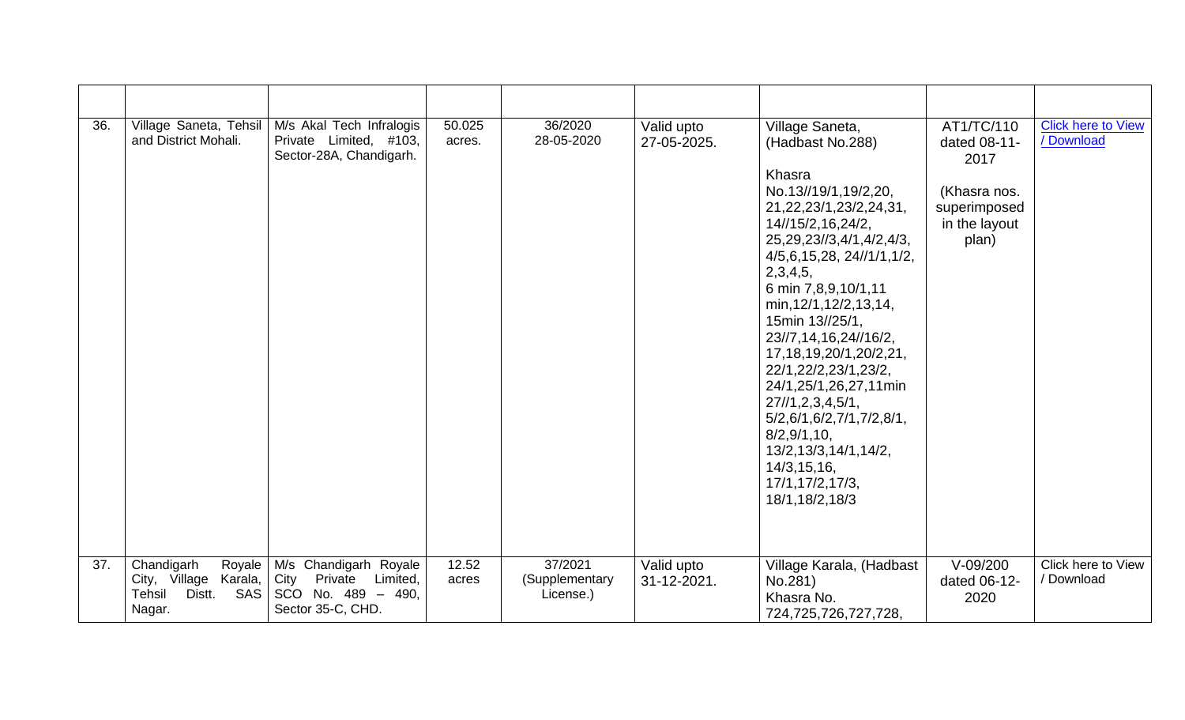| | | | | | | | | |
|---|---|---|---|---|---|---|---|---|
| 36. | Village Saneta, Tehsil and District Mohali. | M/s Akal Tech Infralogis Private Limited, #103, Sector-28A, Chandigarh. | 50.025 acres. | 36/2020 28-05-2020 | Valid upto 27-05-2025. | Village Saneta, (Hadbast No.288)<br><br>Khasra No.13//19/1,19/2,20, 21,22,23/1,23/2,24,31, 14//15/2,16,24/2, 25,29,23//3,4/1,4/2,4/3, 4/5,6,15,28, 24//1/1,1/2, 2,3,4,5, 6 min 7,8,9,10/1,11 min,12/1,12/2,13,14, 15min 13//25/1, 23//7,14,16,24//16/2, 17,18,19,20/1,20/2,21, 22/1,22/2,23/1,23/2, 24/1,25/1,26,27,11min 27//1,2,3,4,5/1, 5/2,6/1,6/2,7/1,7/2,8/1, 8/2,9/1,10, 13/2,13/3,14/1,14/2, 14/3,15,16, 17/1,17/2,17/3, 18/1,18/2,18/3 | AT1/TC/110 dated 08-11-2017<br><br>(Khasra nos. superimposed in the layout plan) | Click here to View / Download |
| 37. | Chandigarh Royale City, Village Karala, Tehsil Distt. SAS Nagar. | M/s Chandigarh Royale City Private Limited, SCO No. 489 – 490, Sector 35-C, CHD. | 12.52 acres | 37/2021 (Supplementary License.) | Valid upto 31-12-2021. | Village Karala, (Hadbast No.281) Khasra No. 724,725,726,727,728, | V-09/200 dated 06-12-2020 | Click here to View / Download |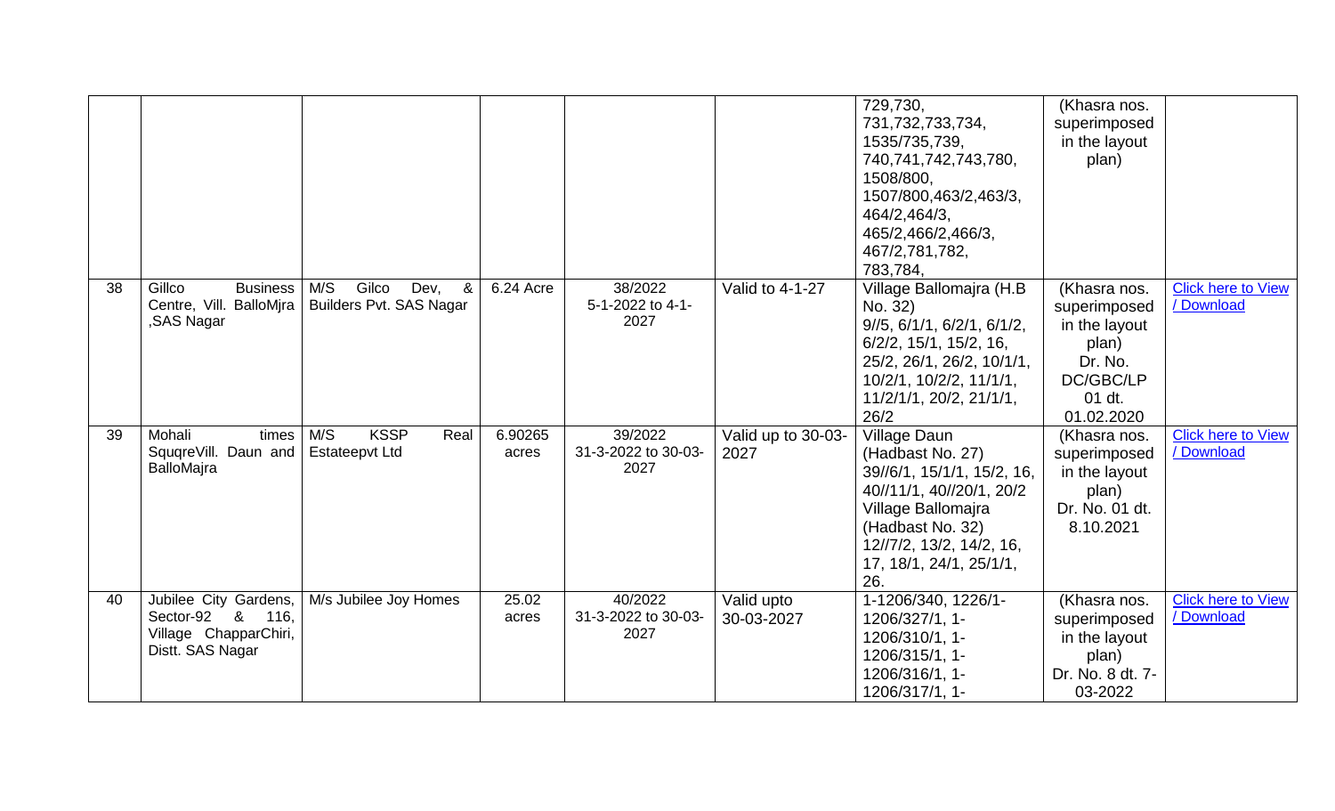| | | | | | | | | |
|---|---|---|---|---|---|---|---|---|
| | | | | | | 729,730, 731,732,733,734, 1535/735,739, 740,741,742,743,780, 1508/800, 1507/800,463/2,463/3, 464/2,464/3, 465/2,466/2,466/3, 467/2,781,782, 783,784, | (Khasra nos. superimposed in the layout plan) | |
| 38 | Gillco Business Centre, Vill. BalloMjra ,SAS Nagar | M/S Gilco Dev, & Builders Pvt. SAS Nagar | 6.24 Acre | 38/2022 5-1-2022 to 4-1-2027 | Valid to 4-1-27 | Village Ballomajra (H.B No. 32) 9//5, 6/1/1, 6/2/1, 6/1/2, 6/2/2, 15/1, 15/2, 16, 25/2, 26/1, 26/2, 10/1/1, 10/2/1, 10/2/2, 11/1/1, 11/2/1/1, 20/2, 21/1/1, 26/2 | (Khasra nos. superimposed in the layout plan) Dr. No. DC/GBC/LP 01 dt. 01.02.2020 | Click here to View / Download |
| 39 | Mohali times SquqreVill. Daun and BalloMajra | M/S KSSP Real Estateepvt Ltd | 6.90265 acres | 39/2022 31-3-2022 to 30-03-2027 | Valid up to 30-03-2027 | Village Daun (Hadbast No. 27) 39//6/1, 15/1/1, 15/2, 16, 40//11/1, 40//20/1, 20/2 Village Ballomajra (Hadbast No. 32) 12//7/2, 13/2, 14/2, 16, 17, 18/1, 24/1, 25/1/1, 26. | (Khasra nos. superimposed in the layout plan) Dr. No. 01 dt. 8.10.2021 | Click here to View / Download |
| 40 | Jubilee City Gardens, Sector-92 & 116, Village ChapparChiri, Distt. SAS Nagar | M/s Jubilee Joy Homes | 25.02 acres | 40/2022 31-3-2022 to 30-03-2027 | Valid upto 30-03-2027 | 1-1206/340, 1226/1-1206/327/1, 1-1206/310/1, 1-1206/315/1, 1-1206/316/1, 1-1206/317/1, 1- | (Khasra nos. superimposed in the layout plan) Dr. No. 8 dt. 7-03-2022 | Click here to View / Download |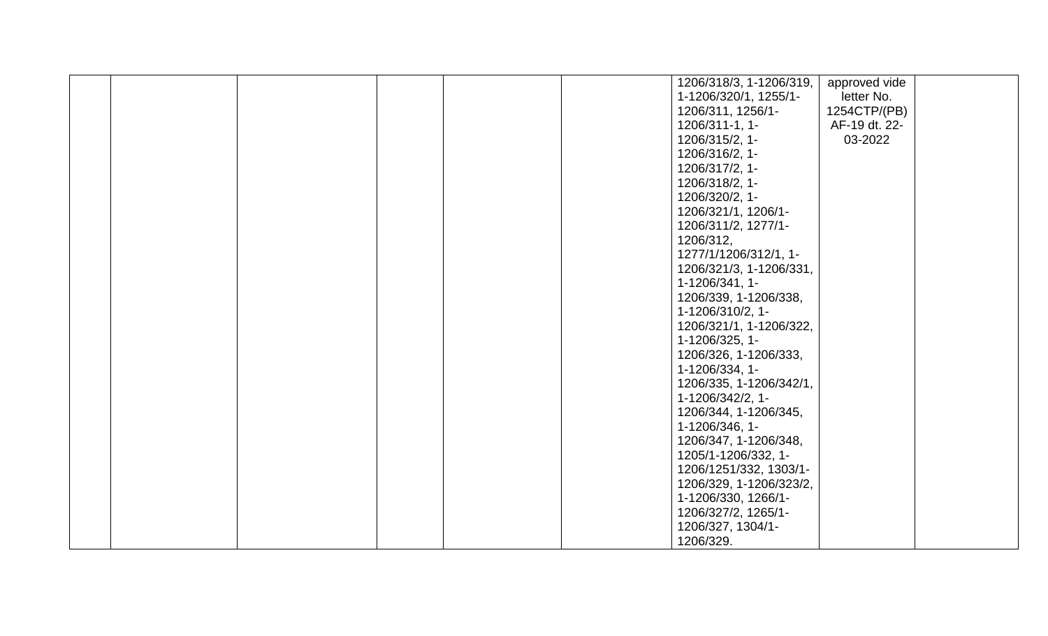| | | | | | | | | |
|---|---|---|---|---|---|---|---|---|
| | | | | | | 1206/318/3, 1-1206/319, 1-1206/320/1, 1255/1-1206/311, 1256/1-1206/311-1, 1-1206/315/2, 1-1206/316/2, 1-1206/317/2, 1-1206/318/2, 1-1206/320/2, 1-1206/321/1, 1206/1-1206/311/2, 1277/1-1206/312, 1277/1/1206/312/1, 1-1206/321/3, 1-1206/331, 1-1206/341, 1-1206/339, 1-1206/338, 1-1206/310/2, 1-1206/321/1, 1-1206/322, 1-1206/325, 1-1206/326, 1-1206/333, 1-1206/334, 1-1206/335, 1-1206/342/1, 1-1206/342/2, 1-1206/344, 1-1206/345, 1-1206/346, 1-1206/347, 1-1206/348, 1205/1-1206/332, 1-1206/1251/332, 1303/1-1206/329, 1-1206/323/2, 1-1206/330, 1266/1-1206/327/2, 1265/1-1206/327, 1304/1-1206/329. | approved vide letter No. 1254CTP/(PB) AF-19 dt. 22-03-2022 | |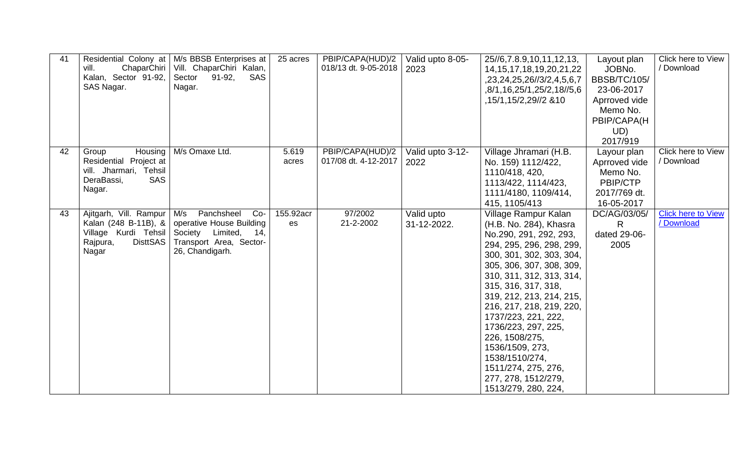| 41 | Residential Colony at vill. ChaparChiri Kalan, Sector 91-92, SAS Nagar. | M/s BBSB Enterprises at Vill. ChaparChiri Kalan, Sector 91-92, SAS Nagar. | 25 acres | PBIP/CAPA(HUD)/2018/13 dt. 9-05-2018 | Valid upto 8-05-2023 | 25//6,7.8.9,10,11,12,13,14,15,17,18,19,20,21,22,23,24,25,26//3/2,4,5,6,7,8/1,16,25/1,25/2,18//5,6,15/1,15/2,29//2 &10 | Layout plan JOBNo. BBSB/TC/105/23-06-2017 Aprroved vide Memo No. PBIP/CAPA(HUD) 2017/919 | Click here to View / Download |
|---|---|---|---|---|---|---|---|---|
| 42 | Group Housing Residential Project at vill. Jharmari, Tehsil DeraBassi, SAS Nagar. | M/s Omaxe Ltd. | 5.619 acres | PBIP/CAPA(HUD)/2017/08 dt. 4-12-2017 | Valid upto 3-12-2022 | Village Jhramari (H.B. No. 159) 1112/422, 1110/418, 420, 1113/422, 1114/423, 1111/4180, 1109/414, 415, 1105/413 | Layour plan Aprroved vide Memo No. PBIP/CTP 2017/769 dt. 16-05-2017 | Click here to View / Download |
| 43 | Ajitgarh, Vill. Rampur Kalan (248 B-11B), & Village Kurdi Tehsil Rajpura, DisttSAS Nagar | M/s Panchsheel Co-operative House Building Society Limited, 14, Transport Area, Sector-26, Chandigarh. | 155.92acres | 97/2002 21-2-2002 | Valid upto 31-12-2022. | Village Rampur Kalan (H.B. No. 284), Khasra No.290, 291, 292, 293, 294, 295, 296, 298, 299, 300, 301, 302, 303, 304, 305, 306, 307, 308, 309, 310, 311, 312, 313, 314, 315, 316, 317, 318, 319, 212, 213, 214, 215, 216, 217, 218, 219, 220, 1737/223, 221, 222, 1736/223, 297, 225, 226, 1508/275, 1536/1509, 273, 1538/1510/274, 1511/274, 275, 276, 277, 278, 1512/279, 1513/279, 280, 224, | DC/AG/03/05/R dated 29-06-2005 | Click here to View / Download |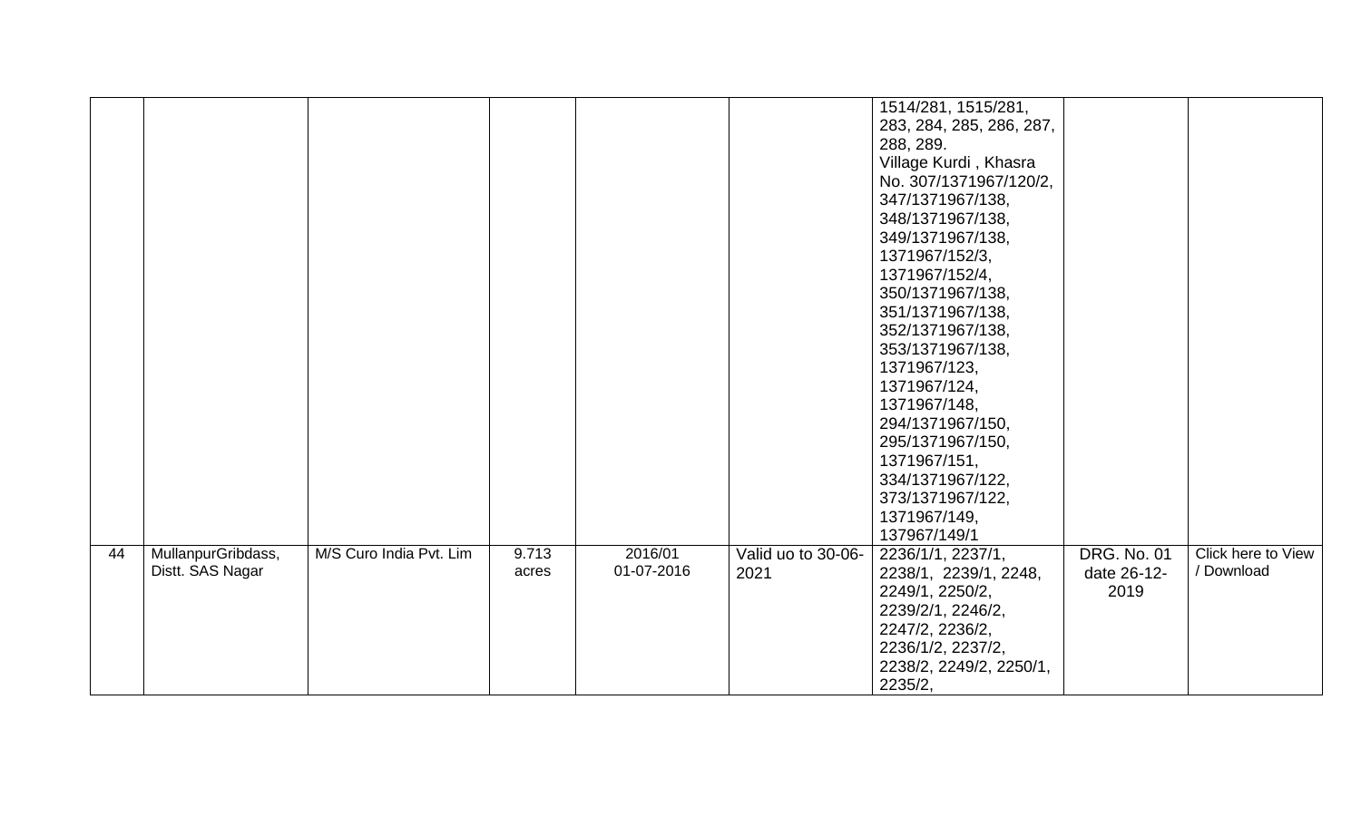| | | | | | | | | |
|---|---|---|---|---|---|---|---|---|
| | | | | | | 1514/281, 1515/281, 283, 284, 285, 286, 287, 288, 289. Village Kurdi , Khasra No. 307/1371967/120/2, 347/1371967/138, 348/1371967/138, 349/1371967/138, 1371967/152/3, 1371967/152/4, 350/1371967/138, 351/1371967/138, 352/1371967/138, 353/1371967/138, 1371967/123, 1371967/124, 1371967/148, 294/1371967/150, 295/1371967/150, 1371967/151, 334/1371967/122, 373/1371967/122, 1371967/149, 137967/149/1 | | |
| 44 | MullanpurGribdass, Distt. SAS Nagar | M/S Curo India Pvt. Lim | 9.713 acres | 2016/01 01-07-2016 | Valid uo to 30-06-2021 | 2236/1/1, 2237/1, 2238/1, 2239/1, 2248, 2249/1, 2250/2, 2239/2/1, 2246/2, 2247/2, 2236/2, 2236/1/2, 2237/2, 2238/2, 2249/2, 2250/1, 2235/2, | DRG. No. 01 date 26-12-2019 | Click here to View / Download |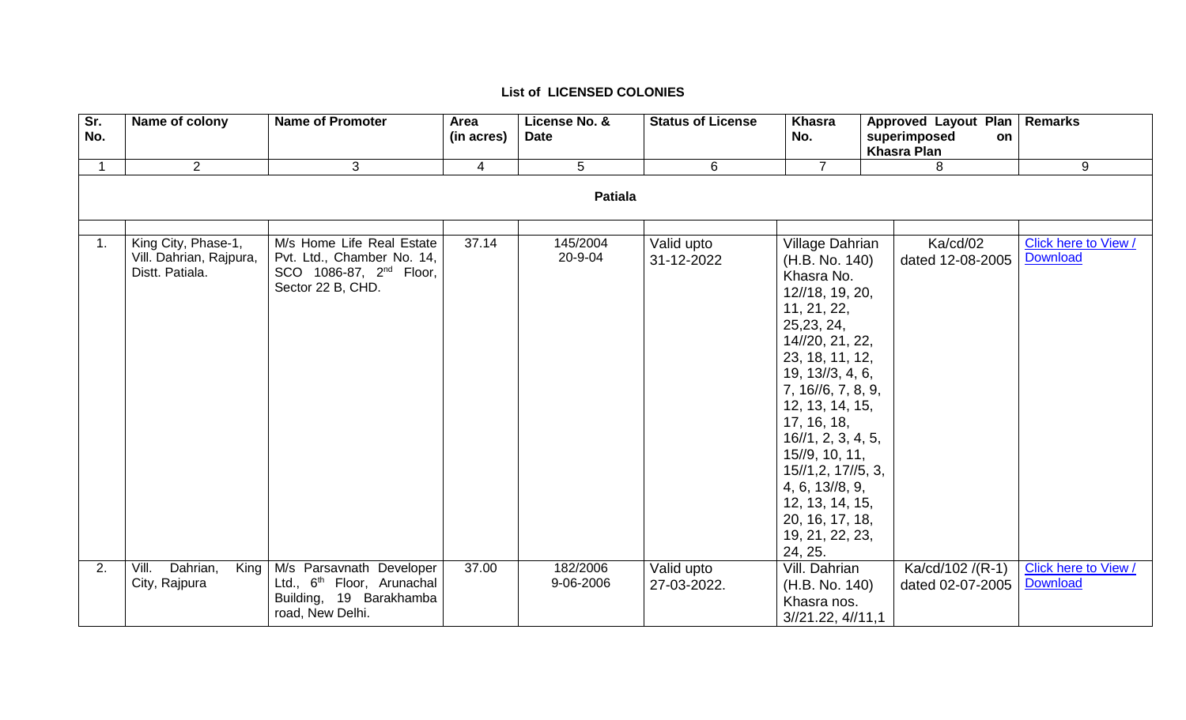**List of LICENSED COLONIES**

| Sr. No. | Name of colony | Name of Promoter | Area (in acres) | License No. & Date | Status of License | Khasra No. | Approved Layout Plan superimposed on Khasra Plan | Remarks |
|---|---|---|---|---|---|---|---|---|
| 1 | 2 | 3 | 4 | 5 | 6 | 7 | 8 | 9 |
| | | | | **Patiala** | | | | |
| 1. | King City, Phase-1, Vill. Dahrian, Rajpura, Distt. Patiala. | M/s Home Life Real Estate Pvt. Ltd., Chamber No. 14, SCO 1086-87, 2nd Floor, Sector 22 B, CHD. | 37.14 | 145/2004 20-9-04 | Valid upto 31-12-2022 | Village Dahrian (H.B. No. 140) Khasra No. 12//18, 19, 20, 11, 21, 22, 25,23, 24, 14//20, 21, 22, 23, 18, 11, 12, 19, 13//3, 4, 6, 7, 16//6, 7, 8, 9, 12, 13, 14, 15, 17, 16, 18, 16//1, 2, 3, 4, 5, 15//9, 10, 11, 15//1,2, 17//5, 3, 4, 6, 13//8, 9, 12, 13, 14, 15, 20, 16, 17, 18, 19, 21, 22, 23, 24, 25. | Ka/cd/02 dated 12-08-2005 | Click here to View / Download |
| 2. | Vill. Dahrian, King City, Rajpura | M/s Parsavnath Developer Ltd., 6th Floor, Arunachal Building, 19 Barakhamba road, New Delhi. | 37.00 | 182/2006 9-06-2006 | Valid upto 27-03-2022. | Vill. Dahrian (H.B. No. 140) Khasra nos. 3//21.22, 4//11,1 | Ka/cd/102 /(R-1) dated 02-07-2005 | Click here to View / Download |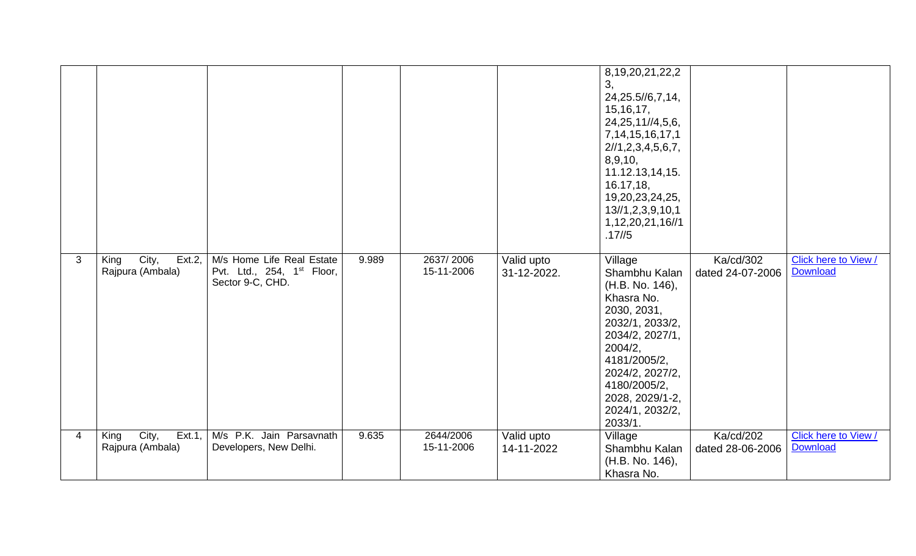| | | | | | | | | |
|---|---|---|---|---|---|---|---|---|
| | | | | | | 8,19,20,21,22,23, 24,25.5//6,7,14, 15,16,17, 24,25,11//4,5,6, 7,14,15,16,17,12//1,2,3,4,5,6,7, 8,9,10, 11.12.13,14,15. 16.17,18, 19,20,23,24,25, 13//1,2,3,9,10,11,12,20,21,16//1 .17//5 | | |
| 3 | King City, Ext.2, Rajpura (Ambala) | M/s Home Life Real Estate Pvt. Ltd., 254, 1st Floor, Sector 9-C, CHD. | 9.989 | 2637/ 2006 15-11-2006 | Valid upto 31-12-2022. | Village Shambhu Kalan (H.B. No. 146), Khasra No. 2030, 2031, 2032/1, 2033/2, 2034/2, 2027/1, 2004/2, 4181/2005/2, 2024/2, 2027/2, 4180/2005/2, 2028, 2029/1-2, 2024/1, 2032/2, 2033/1. | Ka/cd/302 dated 24-07-2006 | Click here to View / Download |
| 4 | King City, Ext.1, Rajpura (Ambala) | M/s P.K. Jain Parsavnath Developers, New Delhi. | 9.635 | 2644/2006 15-11-2006 | Valid upto 14-11-2022 | Village Shambhu Kalan (H.B. No. 146), Khasra No. | Ka/cd/202 dated 28-06-2006 | Click here to View / Download |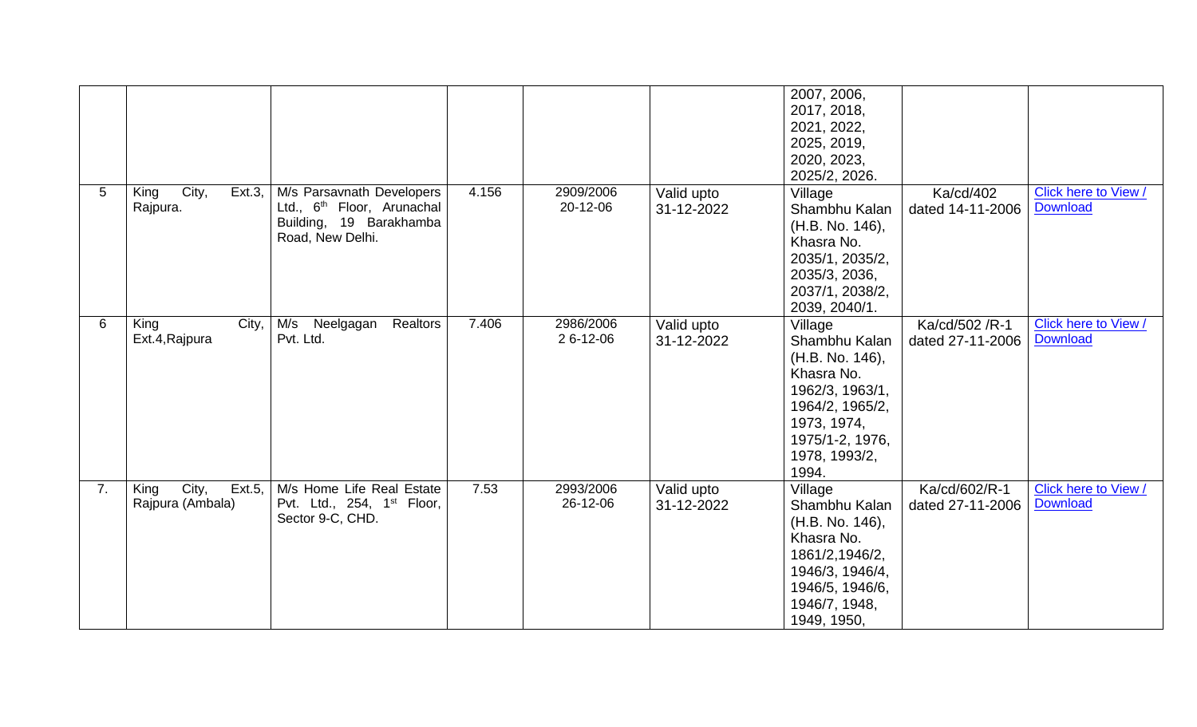| | | | | | | | | |
|---|---|---|---|---|---|---|---|---|
| | | | | | | 2007, 2006, 2017, 2018, 2021, 2022, 2025, 2019, 2020, 2023, 2025/2, 2026. | | |
| 5 | King City, Ext.3, Rajpura. | M/s Parsavnath Developers Ltd., 6th Floor, Arunachal Building, 19 Barakhamba Road, New Delhi. | 4.156 | 2909/2006 20-12-06 | Valid upto 31-12-2022 | Village Shambhu Kalan (H.B. No. 146), Khasra No. 2035/1, 2035/2, 2035/3, 2036, 2037/1, 2038/2, 2039, 2040/1. | Ka/cd/402 dated 14-11-2006 | Click here to View / Download |
| 6 | King City, Ext.4,Rajpura | M/s Neelgagan Realtors Pvt. Ltd. | 7.406 | 2986/2006 2 6-12-06 | Valid upto 31-12-2022 | Village Shambhu Kalan (H.B. No. 146), Khasra No. 1962/3, 1963/1, 1964/2, 1965/2, 1973, 1974, 1975/1-2, 1976, 1978, 1993/2, 1994. | Ka/cd/502 /R-1 dated 27-11-2006 | Click here to View / Download |
| 7. | King City, Ext.5, Rajpura (Ambala) | M/s Home Life Real Estate Pvt. Ltd., 254, 1st Floor, Sector 9-C, CHD. | 7.53 | 2993/2006 26-12-06 | Valid upto 31-12-2022 | Village Shambhu Kalan (H.B. No. 146), Khasra No. 1861/2,1946/2, 1946/3, 1946/4, 1946/5, 1946/6, 1946/7, 1948, 1949, 1950, | Ka/cd/602/R-1 dated 27-11-2006 | Click here to View / Download |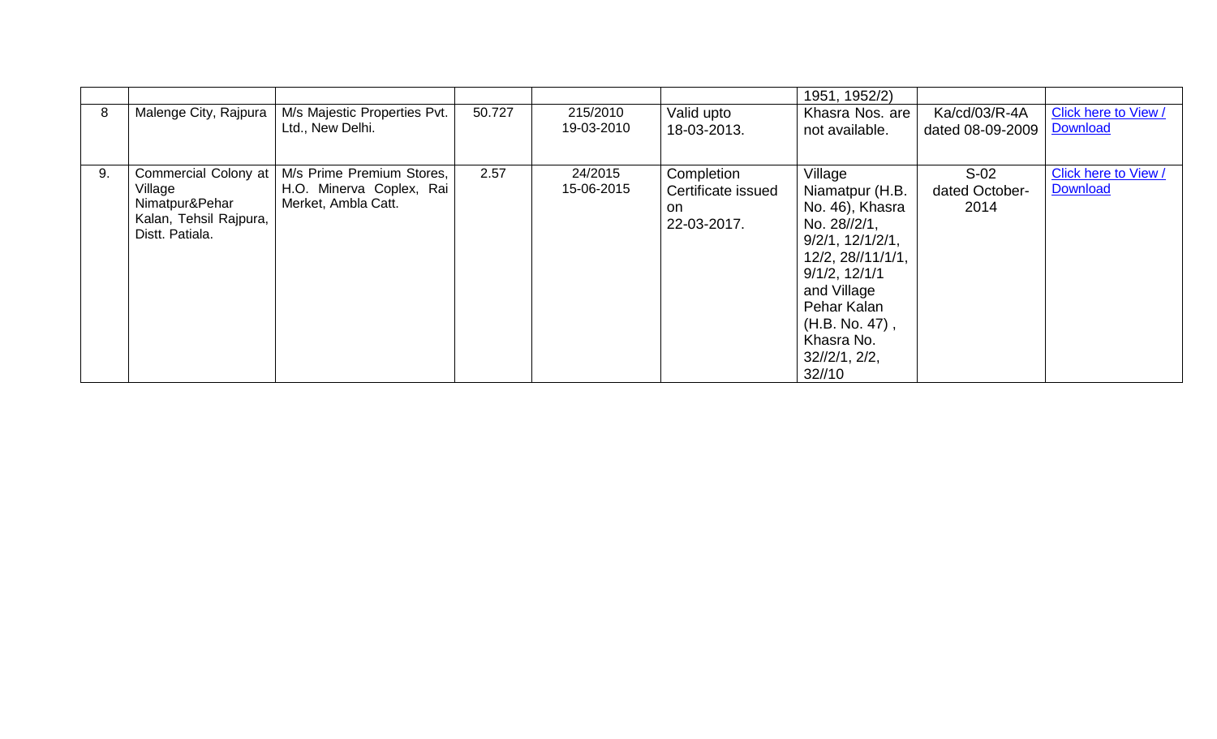| | | | | | | 1951, 1952/2) | | |
|---|---|---|---|---|---|---|---|---|
| 8 | Malenge City, Rajpura | M/s Majestic Properties Pvt. Ltd., New Delhi. | 50.727 | 215/2010 19-03-2010 | Valid upto 18-03-2013. | Khasra Nos. are not available. | Ka/cd/03/R-4A dated 08-09-2009 | Click here to View / Download |
| 9. | Commercial Colony at Village Nimatpur&Pehar Kalan, Tehsil Rajpura, Distt. Patiala. | M/s Prime Premium Stores, H.O. Minerva Coplex, Rai Merket, Ambla Catt. | 2.57 | 24/2015 15-06-2015 | Completion Certificate issued on 22-03-2017. | Village Niamatpur (H.B. No. 46), Khasra No. 28//2/1, 9/2/1, 12/1/2/1, 12/2, 28//11/1/1, 9/1/2, 12/1/1 and Village Pehar Kalan (H.B. No. 47) , Khasra No. 32//2/1, 2/2, 32//10 | S-02 dated October-2014 | Click here to View / Download |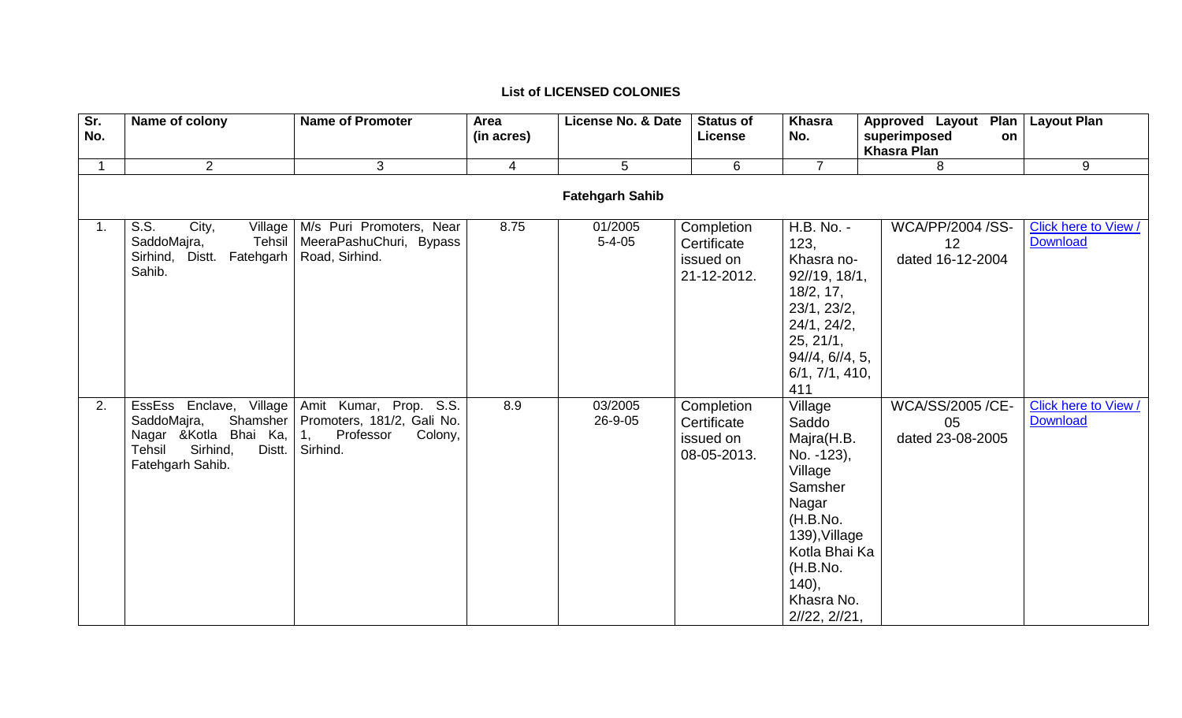**List of LICENSED COLONIES**

| Sr. No. | Name of colony | Name of Promoter | Area (in acres) | License No. & Date | Status of License | Khasra No. | Approved Layout Plan superimposed on Khasra Plan | Layout Plan |
|---|---|---|---|---|---|---|---|---|
| 1 | 2 | 3 | 4 | 5 | 6 | 7 | 8 | 9 |
| | | | | **Fatehgarh Sahib** | | | | |
| 1. | S.S. City, Village SaddoMajra, Tehsil Sirhind, Distt. Fatehgarh Sahib. | M/s Puri Promoters, Near MeeraPashuChuri, Bypass Road, Sirhind. | 8.75 | 01/2005 5-4-05 | Completion Certificate issued on 21-12-2012. | H.B. No. - 123, Khasra no- 92//19, 18/1, 18/2, 17, 23/1, 23/2, 24/1, 24/2, 25, 21/1, 94//4, 6//4, 5, 6/1, 7/1, 410, 411 | WCA/PP/2004 /SS-12 dated 16-12-2004 | Click here to View / Download |
| 2. | EssEss Enclave, Village SaddoMajra, Shamsher Nagar &Kotla Bhai Ka, Tehsil Sirhind, Distt. Fatehgarh Sahib. | Amit Kumar, Prop. S.S. Promoters, 181/2, Gali No. 1, Professor Colony, Sirhind. | 8.9 | 03/2005 26-9-05 | Completion Certificate issued on 08-05-2013. | Village Saddo Majra(H.B. No. -123), Village Samsher Nagar (H.B.No. 139),Village Kotla Bhai Ka (H.B.No. 140), Khasra No. 2//22, 2//21, | WCA/SS/2005 /CE-05 dated 23-08-2005 | Click here to View / Download |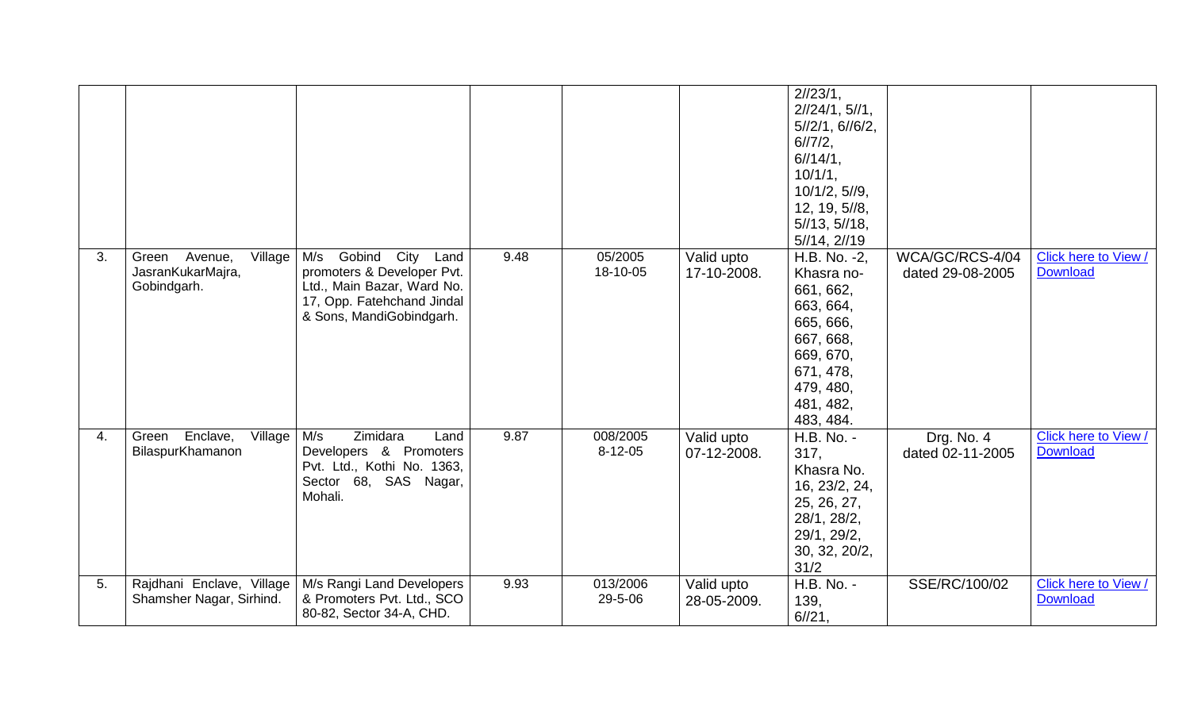| | | | | | | | | |
|---|---|---|---|---|---|---|---|---|
| | | | | | | 2//23/1, 2//24/1, 5//1, 5//2/1, 6//6/2, 6//7/2, 6//14/1, 10/1/1, 10/1/2, 5//9, 12, 19, 5//8, 5//13, 5//18, 5//14, 2//19 | | |
| 3. | Green Avenue, Village JasranKukarMajra, Gobindgarh. | M/s Gobind City Land promoters & Developer Pvt. Ltd., Main Bazar, Ward No. 17, Opp. Fatehchand Jindal & Sons, MandiGobindgarh. | 9.48 | 05/2005 18-10-05 | Valid upto 17-10-2008. | H.B. No. -2, Khasra no- 661, 662, 663, 664, 665, 666, 667, 668, 669, 670, 671, 478, 479, 480, 481, 482, 483, 484. | WCA/GC/RCS-4/04 dated 29-08-2005 | Click here to View / Download |
| 4. | Green Enclave, Village BilaspurKhamanon | M/s Zimidara Land Developers & Promoters Pvt. Ltd., Kothi No. 1363, Sector 68, SAS Nagar, Mohali. | 9.87 | 008/2005 8-12-05 | Valid upto 07-12-2008. | H.B. No. - 317, Khasra No. 16, 23/2, 24, 25, 26, 27, 28/1, 28/2, 29/1, 29/2, 30, 32, 20/2, 31/2 | Drg. No. 4 dated 02-11-2005 | Click here to View / Download |
| 5. | Rajdhani Enclave, Village Shamsher Nagar, Sirhind. | M/s Rangi Land Developers & Promoters Pvt. Ltd., SCO 80-82, Sector 34-A, CHD. | 9.93 | 013/2006 29-5-06 | Valid upto 28-05-2009. | H.B. No. - 139, 6//21, | SSE/RC/100/02 | Click here to View / Download |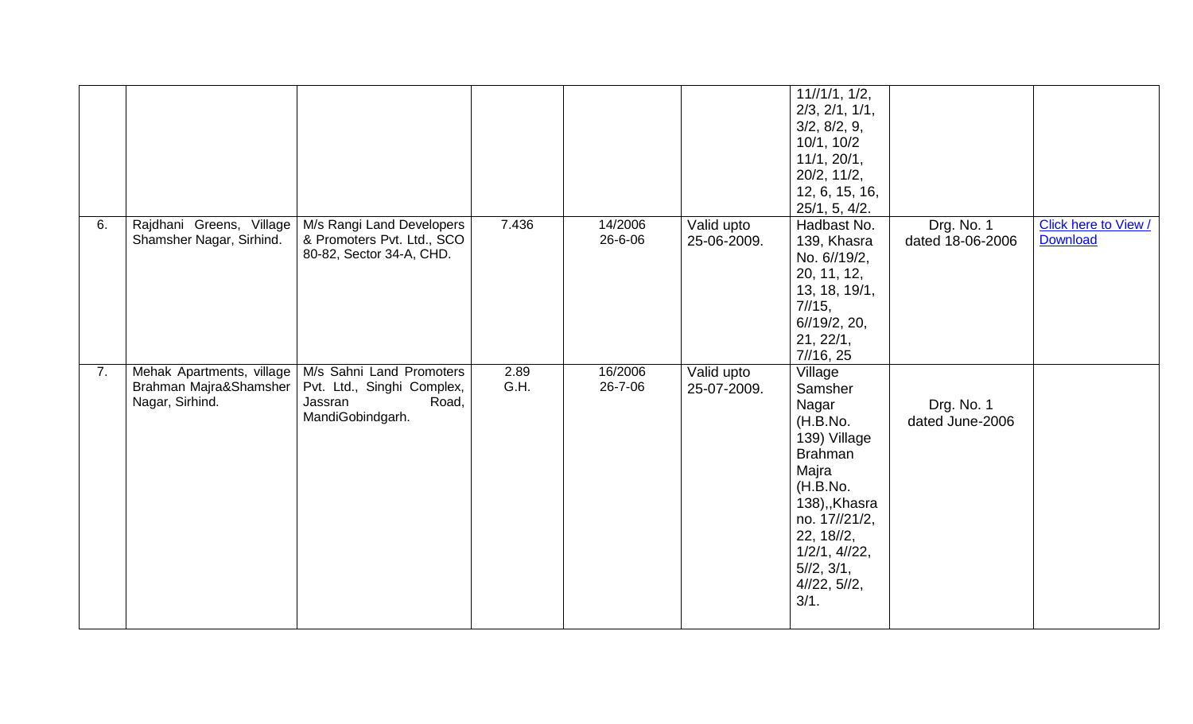| | | | | | | | | |
|---|---|---|---|---|---|---|---|---|
| | | | | | | 11//1/1, 1/2, 2/3, 2/1, 1/1, 3/2, 8/2, 9, 10/1, 10/2 11/1, 20/1, 20/2, 11/2, 12, 6, 15, 16, 25/1, 5, 4/2. | | |
| 6. | Rajdhani Greens, Village Shamsher Nagar, Sirhind. | M/s Rangi Land Developers & Promoters Pvt. Ltd., SCO 80-82, Sector 34-A, CHD. | 7.436 | 14/2006 26-6-06 | Valid upto 25-06-2009. | Hadbast No. 139, Khasra No. 6//19/2, 20, 11, 12, 13, 18, 19/1, 7//15, 6//19/2, 20, 21, 22/1, 7//16, 25 | Drg. No. 1 dated 18-06-2006 | Click here to View / Download |
| 7. | Mehak Apartments, village Brahman Majra&Shamsher Nagar, Sirhind. | M/s Sahni Land Promoters Pvt. Ltd., Singhi Complex, Jassran Road, MandiGobindgarh. | 2.89 G.H. | 16/2006 26-7-06 | Valid upto 25-07-2009. | Village Samsher Nagar (H.B.No. 139) Village Brahman Majra (H.B.No. 138),,Khasra no. 17//21/2, 22, 18//2, 1/2/1, 4//22, 5//2, 3/1, 4//22, 5//2, 3/1. | Drg. No. 1 dated June-2006 | |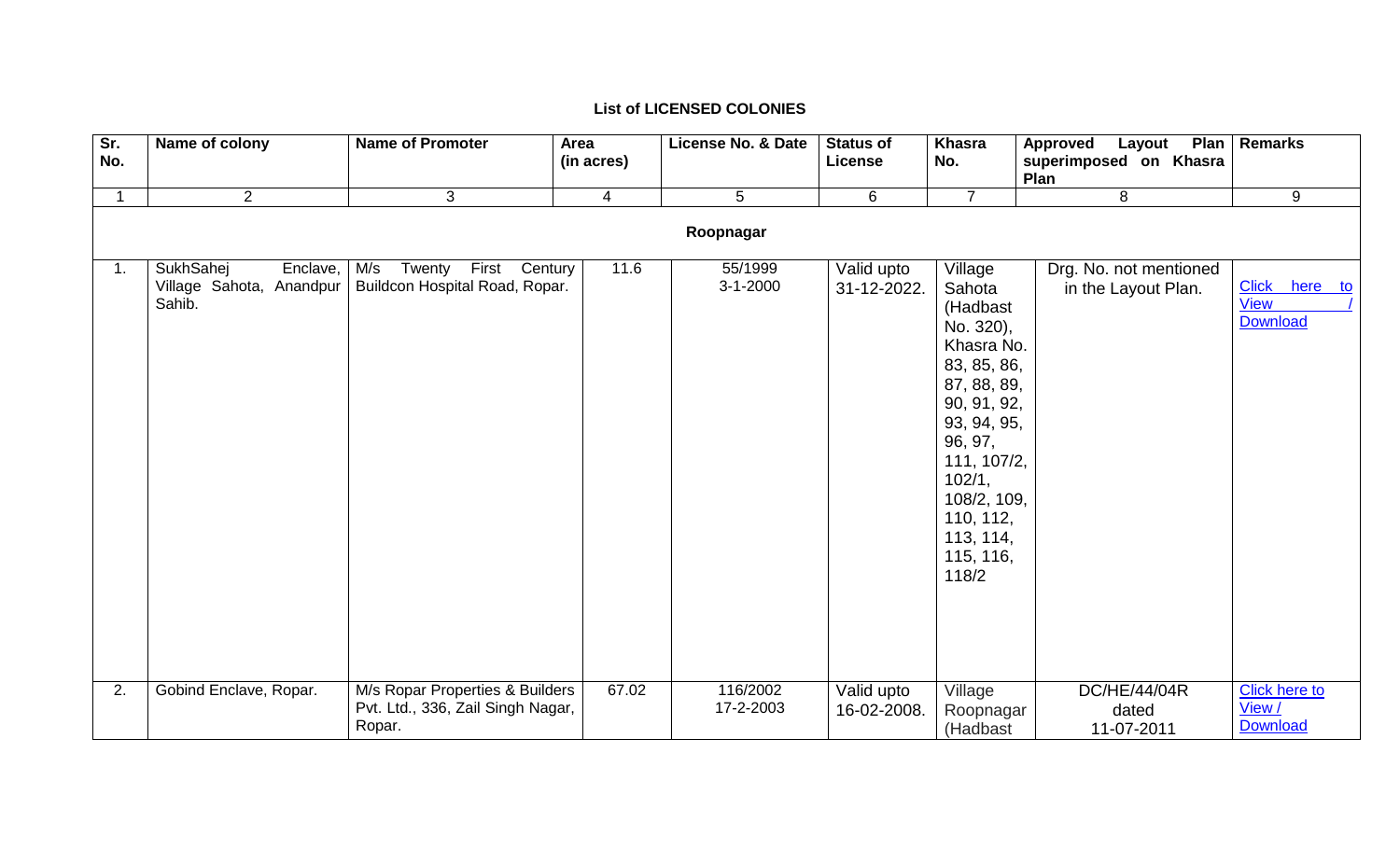**List of LICENSED COLONIES**

| Sr. No. | Name of colony | Name of Promoter | Area (in acres) | License No. & Date | Status of License | Khasra No. | Approved Layout Plan superimposed on Khasra Plan | Remarks |
|---|---|---|---|---|---|---|---|---|
| 1 | 2 | 3 | 4 | 5 | 6 | 7 | 8 | 9 |
| | | | | **Roopnagar** | | | | |
| 1. | SukhSahej Enclave, Village Sahota, Anandpur Sahib. | M/s Twenty First Century Buildcon Hospital Road, Ropar. | 11.6 | 55/1999 3-1-2000 | Valid upto 31-12-2022. | Village Sahota (Hadbast No. 320), Khasra No. 83, 85, 86, 87, 88, 89, 90, 91, 92, 93, 94, 95, 96, 97, 111, 107/2, 102/1, 108/2, 109, 110, 112, 113, 114, 115, 116, 118/2 | Drg. No. not mentioned in the Layout Plan. | Click here to View / Download |
| 2. | Gobind Enclave, Ropar. | M/s Ropar Properties & Builders Pvt. Ltd., 336, Zail Singh Nagar, Ropar. | 67.02 | 116/2002 17-2-2003 | Valid upto 16-02-2008. | Village Roopnagar (Hadbast | DC/HE/44/04R dated 11-07-2011 | Click here to View / Download |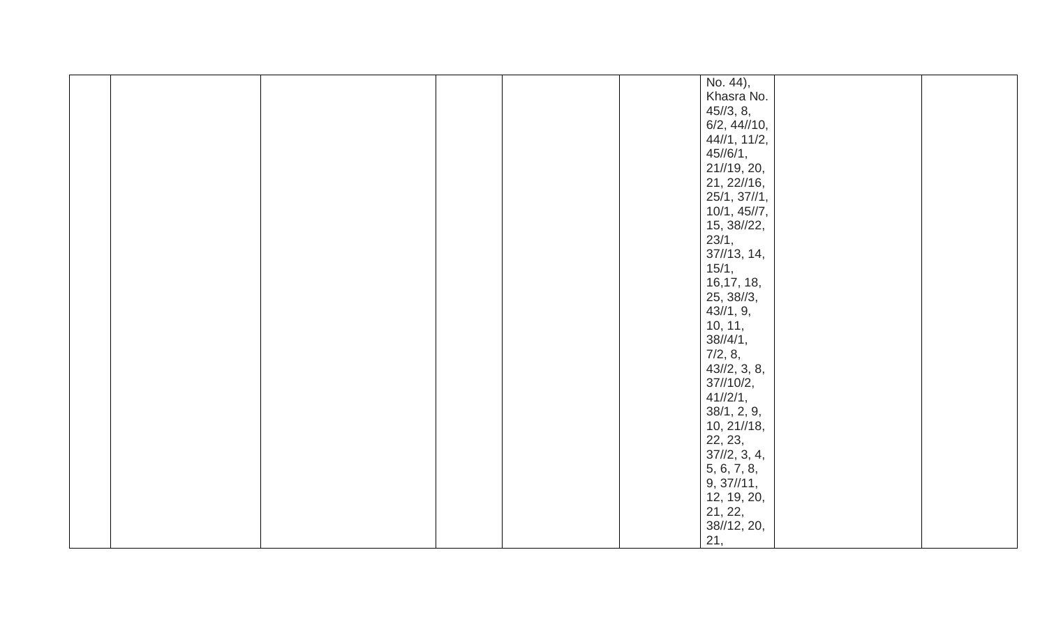| | | | | | | | | |
|---|---|---|---|---|---|---|---|---|
| | | | | | | No. 44), Khasra No. 45//3, 8, 6/2, 44//10, 44//1, 11/2, 45//6/1, 21//19, 20, 21, 22//16, 25/1, 37//1, 10/1, 45//7, 15, 38//22, 23/1, 37//13, 14, 15/1, 16,17, 18, 25, 38//3, 43//1, 9, 10, 11, 38//4/1, 7/2, 8, 43//2, 3, 8, 37//10/2, 41//2/1, 38/1, 2, 9, 10, 21//18, 22, 23, 37//2, 3, 4, 5, 6, 7, 8, 9, 37//11, 12, 19, 20, 21, 22, 38//12, 20, 21, | | |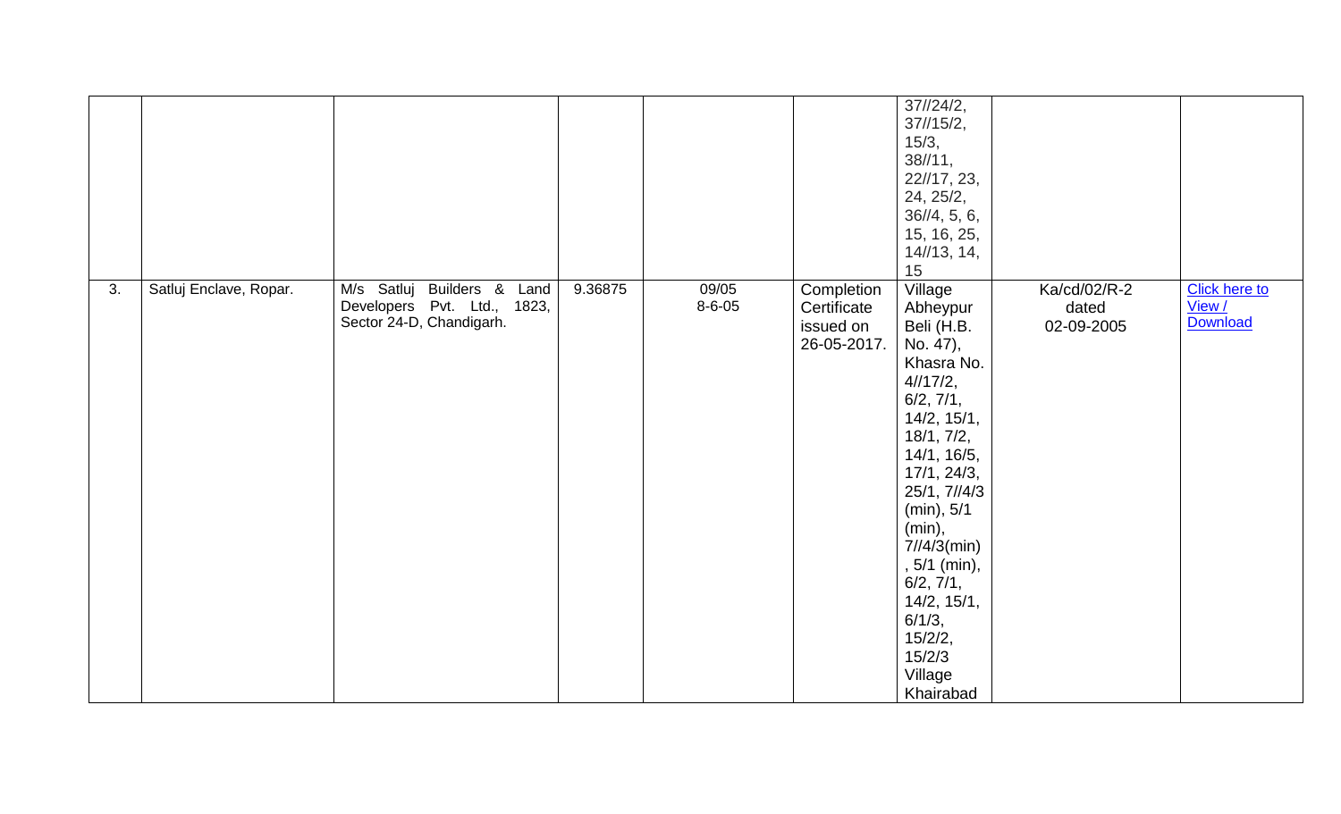|  |  |  |  |  |  |  |  |  |
|---|---|---|---|---|---|---|---|---|
|  |  |  |  |  |  | 37//24/2, 37//15/2, 15/3, 38//11, 22//17, 23, 24, 25/2, 36//4, 5, 6, 15, 16, 25, 14//13, 14, 15 |  |  |
| 3. | Satluj Enclave, Ropar. | M/s Satluj Builders & Land Developers Pvt. Ltd., 1823, Sector 24-D, Chandigarh. | 9.36875 | 09/05 8-6-05 | Completion Certificate issued on 26-05-2017. | Village Abheypur Beli (H.B. No. 47), Khasra No. 4//17/2, 6/2, 7/1, 14/2, 15/1, 18/1, 7/2, 14/1, 16/5, 17/1, 24/3, 25/1, 7//4/3 (min), 5/1 (min), 7//4/3(min), 5/1 (min), 6/2, 7/1, 14/2, 15/1, 6/1/3, 15/2/2, 15/2/3 Village Khairabad | Ka/cd/02/R-2 dated 02-09-2005 | Click here to View / Download |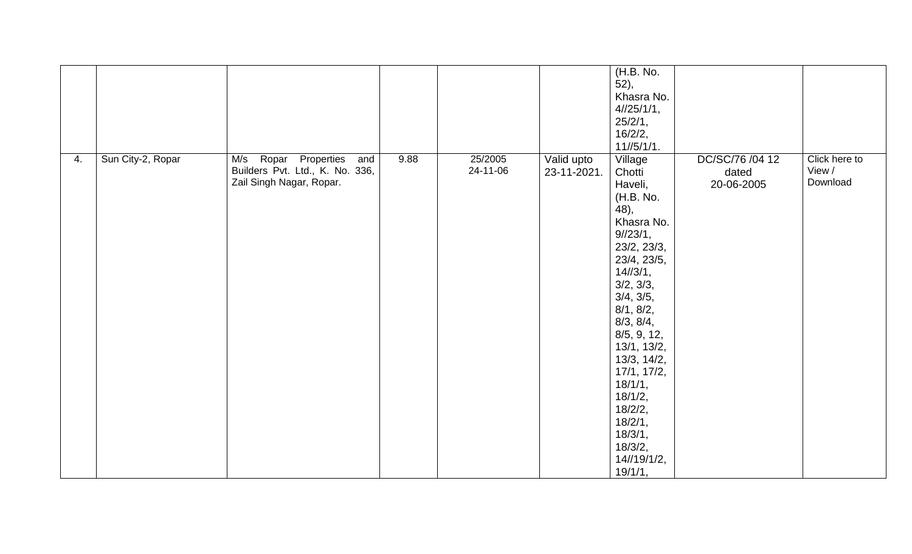|  |  |  |  |  |  |  |  |  |
|---|---|---|---|---|---|---|---|---|
|  |  |  |  |  |  | (H.B. No. 52), Khasra No. 4//25/1/1, 25/2/1, 16/2/2, 11//5/1/1. |  |  |
| 4. | Sun City-2, Ropar | M/s Ropar Properties and Builders Pvt. Ltd., K. No. 336, Zail Singh Nagar, Ropar. | 9.88 | 25/2005 24-11-06 | Valid upto 23-11-2021. | Village Chotti Haveli, (H.B. No. 48), Khasra No. 9//23/1, 23/2, 23/3, 23/4, 23/5, 14//3/1, 3/2, 3/3, 3/4, 3/5, 8/1, 8/2, 8/3, 8/4, 8/5, 9, 12, 13/1, 13/2, 13/3, 14/2, 17/1, 17/2, 18/1/1, 18/1/2, 18/2/2, 18/2/1, 18/3/1, 18/3/2, 14//19/1/2, 19/1/1, | DC/SC/76 /04 12 dated 20-06-2005 | Click here to View / Download |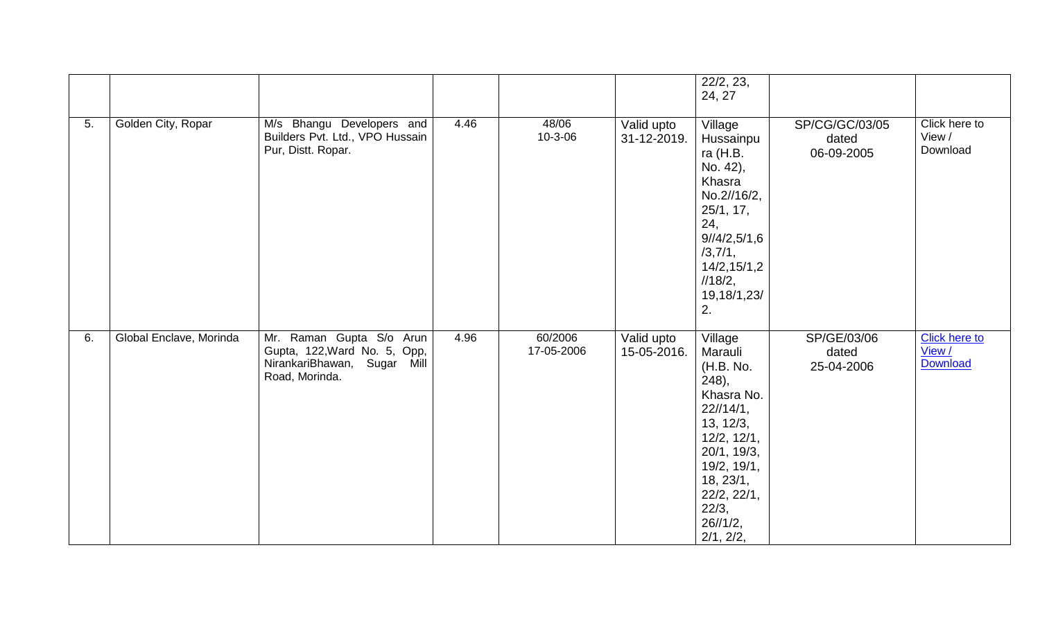| | | | | | | | | |
|---|---|---|---|---|---|---|---|---|
| | | | | | | 22/2, 23, 24, 27 | | |
| 5. | Golden City, Ropar | M/s Bhangu Developers and Builders Pvt. Ltd., VPO Hussain Pur, Distt. Ropar. | 4.46 | 48/06 10-3-06 | Valid upto 31-12-2019. | Village Hussainpura (H.B. No. 42), Khasra No.2//16/2, 25/1, 17, 24, 9//4/2,5/1,6/3,7/1, 14/2,15/1,2//18/2, 19,18/1,23/2. | SP/CG/GC/03/05 dated 06-09-2005 | Click here to View / Download |
| 6. | Global Enclave, Morinda | Mr. Raman Gupta S/o Arun Gupta, 122,Ward No. 5, Opp, NirankariBhawan, Sugar Mill Road, Morinda. | 4.96 | 60/2006 17-05-2006 | Valid upto 15-05-2016. | Village Marauli (H.B. No. 248), Khasra No. 22//14/1, 13, 12/3, 12/2, 12/1, 20/1, 19/3, 19/2, 19/1, 18, 23/1, 22/2, 22/1, 22/3, 26//1/2, 2/1, 2/2, | SP/GE/03/06 dated 25-04-2006 | Click here to View / Download |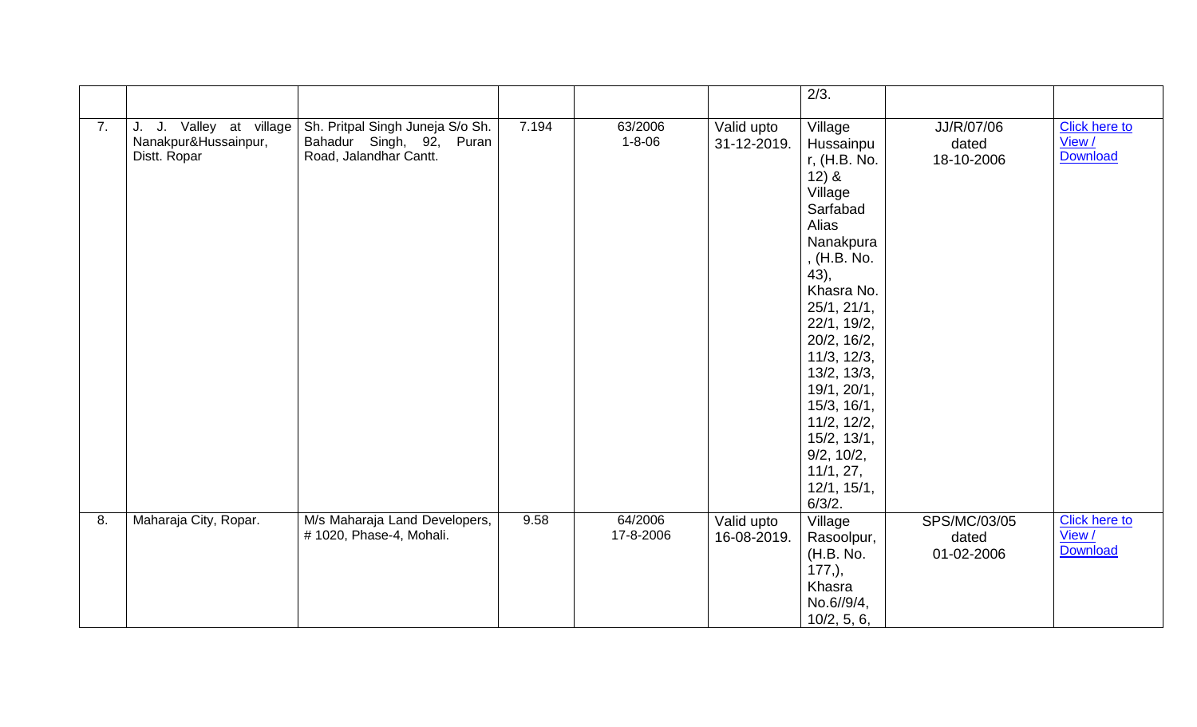| | | | | | | | | |
|---|---|---|---|---|---|---|---|---|
| | | | | | | 2/3. | | |
| 7. | J. J. Valley at village Nanakpur&Hussainpur, Distt. Ropar | Sh. Pritpal Singh Juneja S/o Sh. Bahadur Singh, 92, Puran Road, Jalandhar Cantt. | 7.194 | 63/2006 1-8-06 | Valid upto 31-12-2019. | Village Hussainpur, (H.B. No. 12) & Village Sarfabad Alias Nanakpura, (H.B. No. 43), Khasra No. 25/1, 21/1, 22/1, 19/2, 20/2, 16/2, 11/3, 12/3, 13/2, 13/3, 19/1, 20/1, 15/3, 16/1, 11/2, 12/2, 15/2, 13/1, 9/2, 10/2, 11/1, 27, 12/1, 15/1, 6/3/2. | JJ/R/07/06 dated 18-10-2006 | Click here to View / Download |
| 8. | Maharaja City, Ropar. | M/s Maharaja Land Developers, # 1020, Phase-4, Mohali. | 9.58 | 64/2006 17-8-2006 | Valid upto 16-08-2019. | Village Rasoolpur, (H.B. No. 177,), Khasra No.6//9/4, 10/2, 5, 6, | SPS/MC/03/05 dated 01-02-2006 | Click here to View / Download |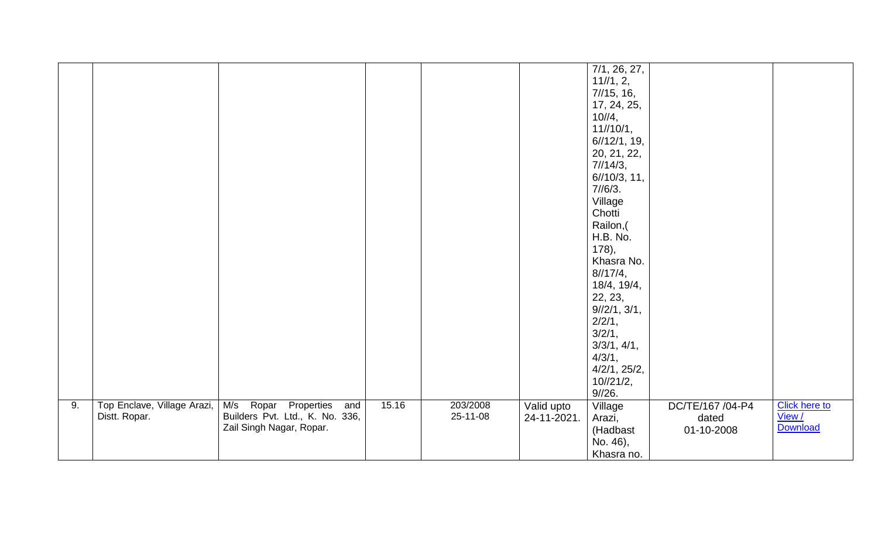| | | | | | | | | |
|---|---|---|---|---|---|---|---|---|
| | | | | | | 7/1, 26, 27, 11//1, 2, 7//15, 16, 17, 24, 25, 10//4, 11//10/1, 6//12/1, 19, 20, 21, 22, 7//14/3, 6//10/3, 11, 7//6/3. Village Chotti Railon,( H.B. No. 178), Khasra No. 8//17/4, 18/4, 19/4, 22, 23, 9//2/1, 3/1, 2/2/1, 3/2/1, 3/3/1, 4/1, 4/3/1, 4/2/1, 25/2, 10//21/2, 9//26. | | |
| 9. | Top Enclave, Village Arazi, Distt. Ropar. | M/s Ropar Properties and Builders Pvt. Ltd., K. No. 336, Zail Singh Nagar, Ropar. | 15.16 | 203/2008 25-11-08 | Valid upto 24-11-2021. | Village Arazi, (Hadbast No. 46), Khasra no. | DC/TE/167 /04-P4 dated 01-10-2008 | Click here to View / Download |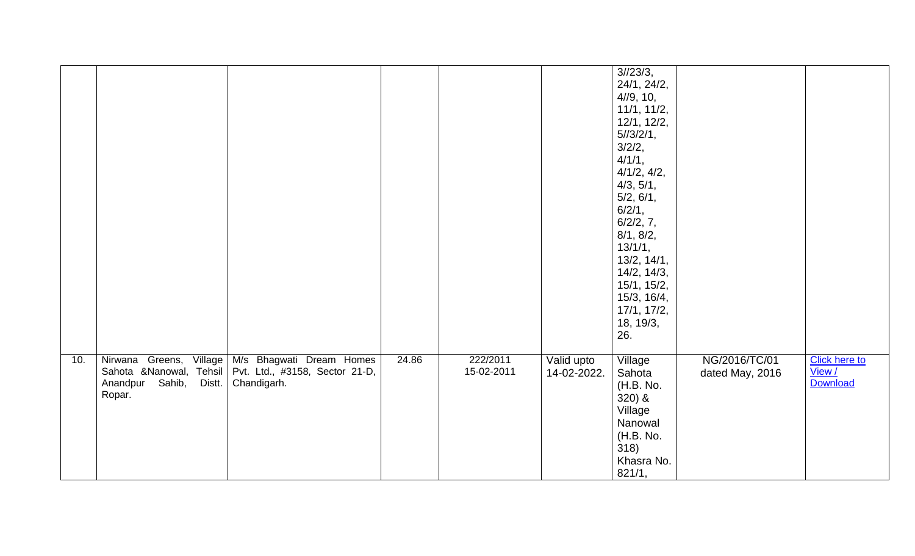| | | | | | | | | |
|---|---|---|---|---|---|---|---|---|
| | | | | | | 3//23/3, 24/1, 24/2, 4//9, 10, 11/1, 11/2, 12/1, 12/2, 5//3/2/1, 3/2/2, 4/1/1, 4/1/2, 4/2, 4/3, 5/1, 5/2, 6/1, 6/2/1, 6/2/2, 7, 8/1, 8/2, 13/1/1, 13/2, 14/1, 14/2, 14/3, 15/1, 15/2, 15/3, 16/4, 17/1, 17/2, 18, 19/3, 26. | | |
| 10. | Nirwana Greens, Village Sahota &Nanowal, Tehsil Anandpur Sahib, Distt. Ropar. | M/s Bhagwati Dream Homes Pvt. Ltd., #3158, Sector 21-D, Chandigarh. | 24.86 | 222/2011 15-02-2011 | Valid upto 14-02-2022. | Village Sahota (H.B. No. 320) & Village Nanowal (H.B. No. 318) Khasra No. 821/1, | NG/2016/TC/01 dated May, 2016 | Click here to View / Download |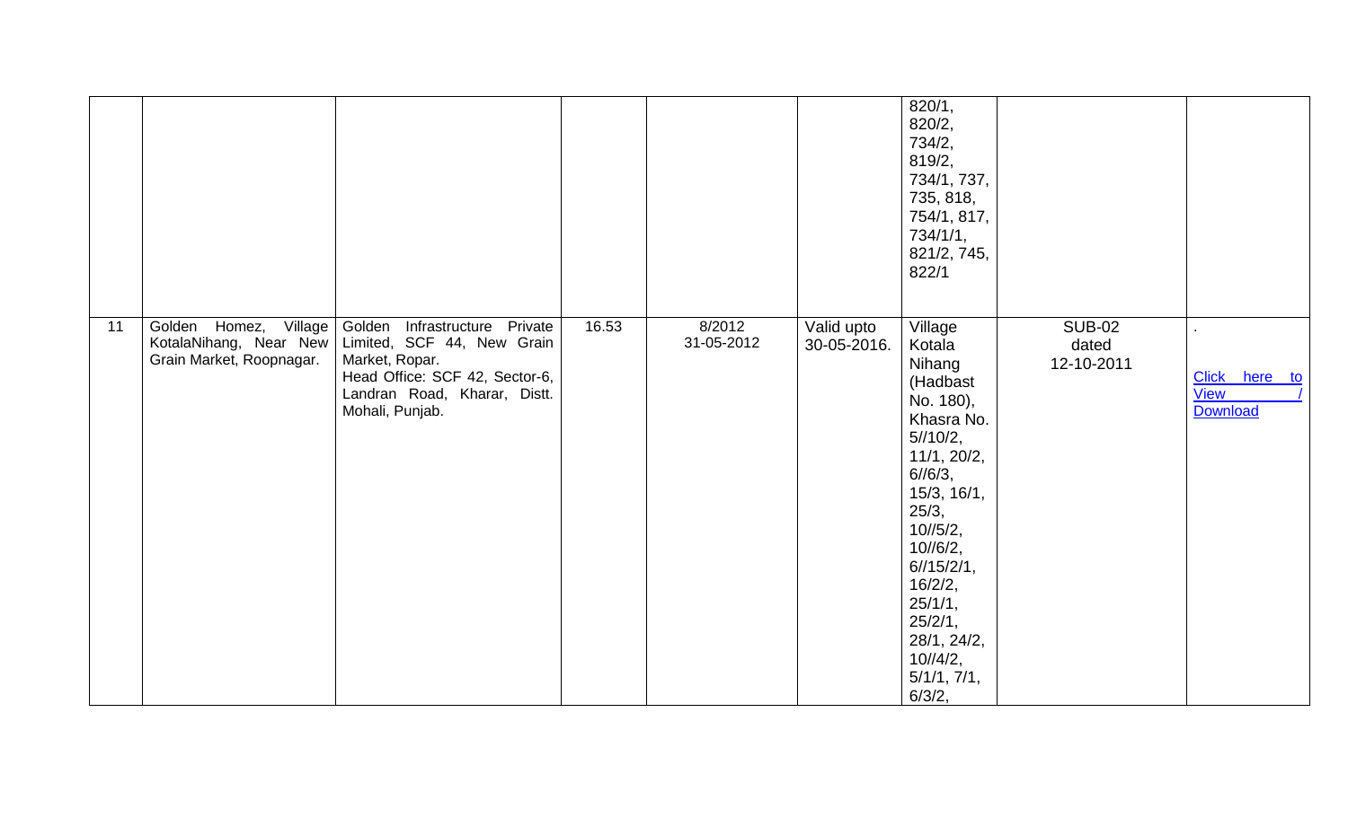| | | | | | | | | |
|---|---|---|---|---|---|---|---|---|
| | | | | | | 820/1, 820/2, 734/2, 819/2, 734/1, 737, 735, 818, 754/1, 817, 734/1/1, 821/2, 745, 822/1 | | |
| 11 | Golden Homez, Village KotalaNihang, Near New Grain Market, Roopnagar. | Golden Infrastructure Private Limited, SCF 44, New Grain Market, Ropar. Head Office: SCF 42, Sector-6, Landran Road, Kharar, Distt. Mohali, Punjab. | 16.53 | 8/2012 31-05-2012 | Valid upto 30-05-2016. | Village Kotala Nihang (Hadbast No. 180), Khasra No. 5//10/2, 11/1, 20/2, 6//6/3, 15/3, 16/1, 25/3, 10//5/2, 10//6/2, 6//15/2/1, 16/2/2, 25/1/1, 25/2/1, 28/1, 24/2, 10//4/2, 5/1/1, 7/1, 6/3/2, | SUB-02 dated 12-10-2011 | . Click here to View / Download |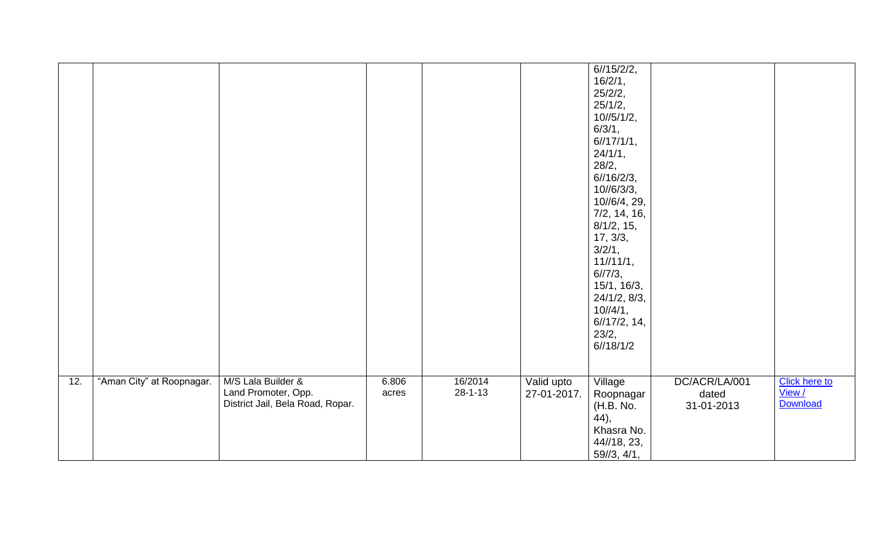| | | | | | | | | |
|---|---|---|---|---|---|---|---|---|
| | | | | | | 6//15/2/2, 16/2/1, 25/2/2, 25/1/2, 10//5/1/2, 6/3/1, 6//17/1/1, 24/1/1, 28/2, 6//16/2/3, 10//6/3/3, 10//6/4, 29, 7/2, 14, 16, 8/1/2, 15, 17, 3/3, 3/2/1, 11//11/1, 6//7/3, 15/1, 16/3, 24/1/2, 8/3, 10//4/1, 6//17/2, 14, 23/2, 6//18/1/2 | | |
| 12. | "Aman City" at Roopnagar. | M/S Lala Builder & Land Promoter, Opp. District Jail, Bela Road, Ropar. | 6.806 acres | 16/2014 28-1-13 | Valid upto 27-01-2017. | Village Roopnagar (H.B. No. 44), Khasra No. 44//18, 23, 59//3, 4/1, | DC/ACR/LA/001 dated 31-01-2013 | Click here to View / Download |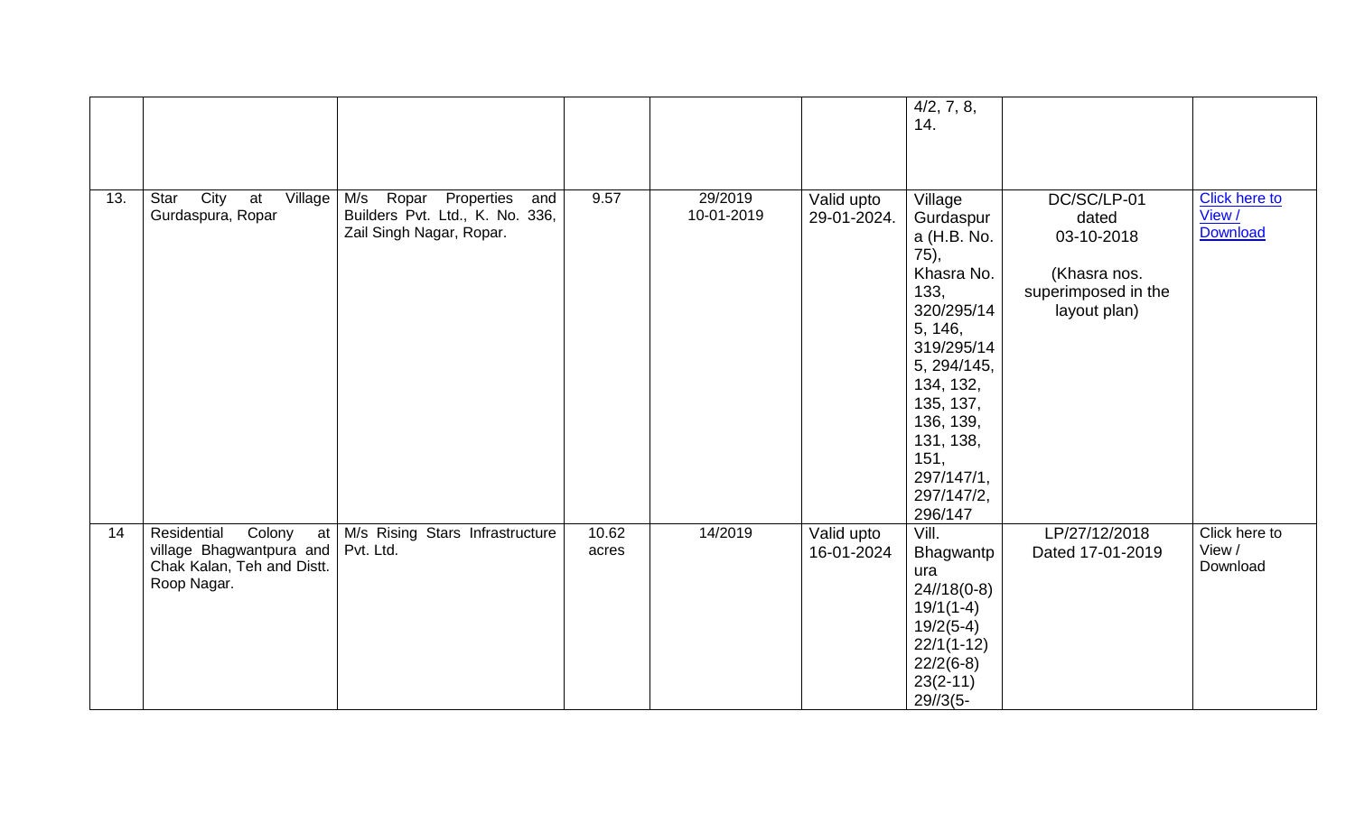| | | | | | | | | |
|---|---|---|---|---|---|---|---|---|
| | | | | | | 4/2, 7, 8, 14. | | |
| 13. | Star City at Village Gurdaspura, Ropar | M/s Ropar Properties and Builders Pvt. Ltd., K. No. 336, Zail Singh Nagar, Ropar. | 9.57 | 29/2019 10-01-2019 | Valid upto 29-01-2024. | Village Gurdaspura (H.B. No. 75), Khasra No. 133, 320/295/145, 146, 319/295/145, 294/145, 134, 132, 135, 137, 136, 139, 131, 138, 151, 297/147/1, 297/147/2, 296/147 | DC/SC/LP-01 dated 03-10-2018 (Khasra nos. superimposed in the layout plan) | Click here to View / Download |
| 14 | Residential Colony at village Bhagwantpura and Chak Kalan, Teh and Distt. Roop Nagar. | M/s Rising Stars Infrastructure Pvt. Ltd. | 10.62 acres | 14/2019 | Valid upto 16-01-2024 | Vill. Bhagwantpura 24//18(0-8) 19/1(1-4) 19/2(5-4) 22/1(1-12) 22/2(6-8) 23(2-11) 29//3(5- | LP/27/12/2018 Dated 17-01-2019 | Click here to View / Download |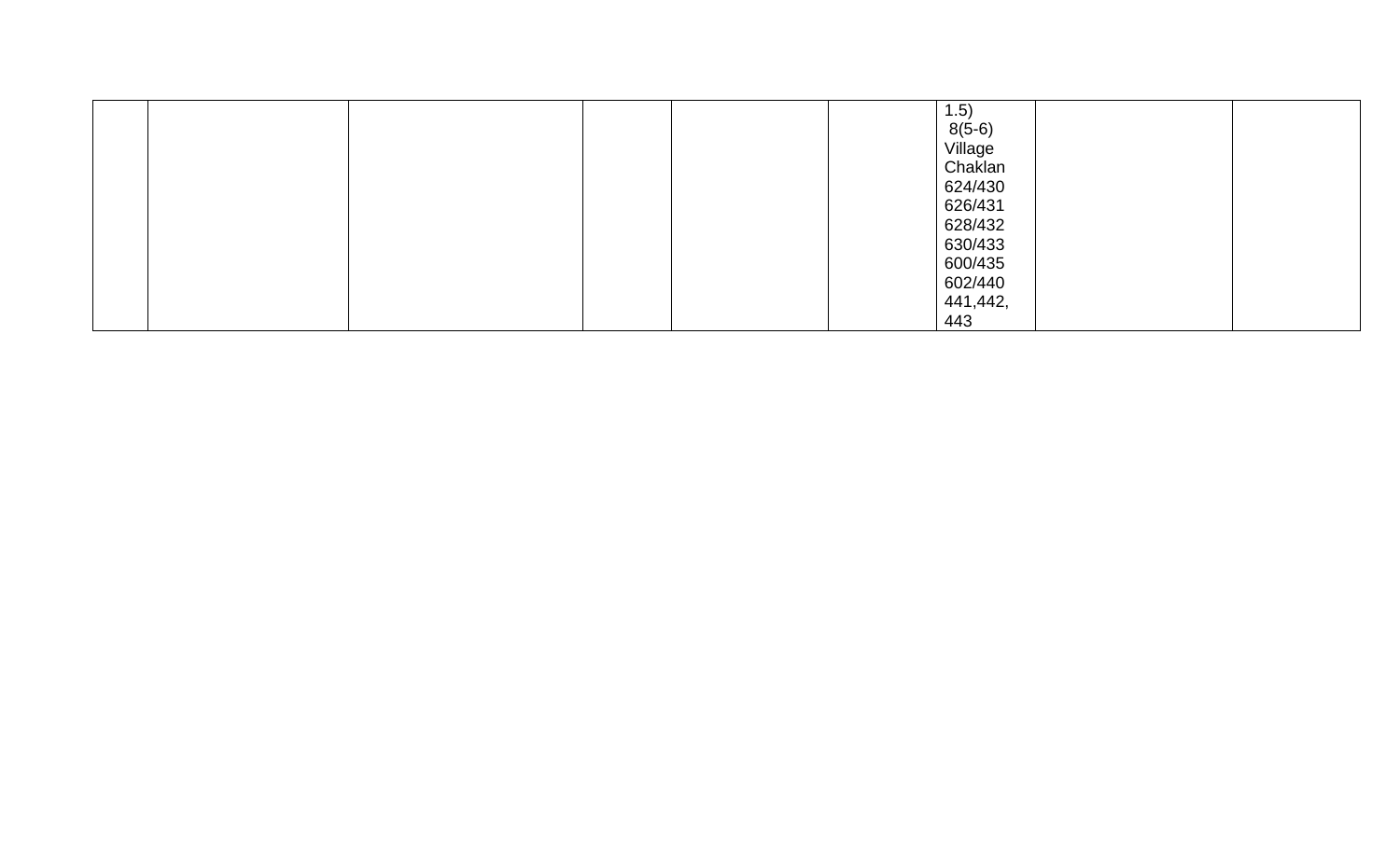| | | | | | | | | |
|---|---|---|---|---|---|---|---|---|
| | | | | | | 1.5) 8(5-6) Village Chaklan 624/430 626/431 628/432 630/433 600/435 602/440 441,442, 443 | | |